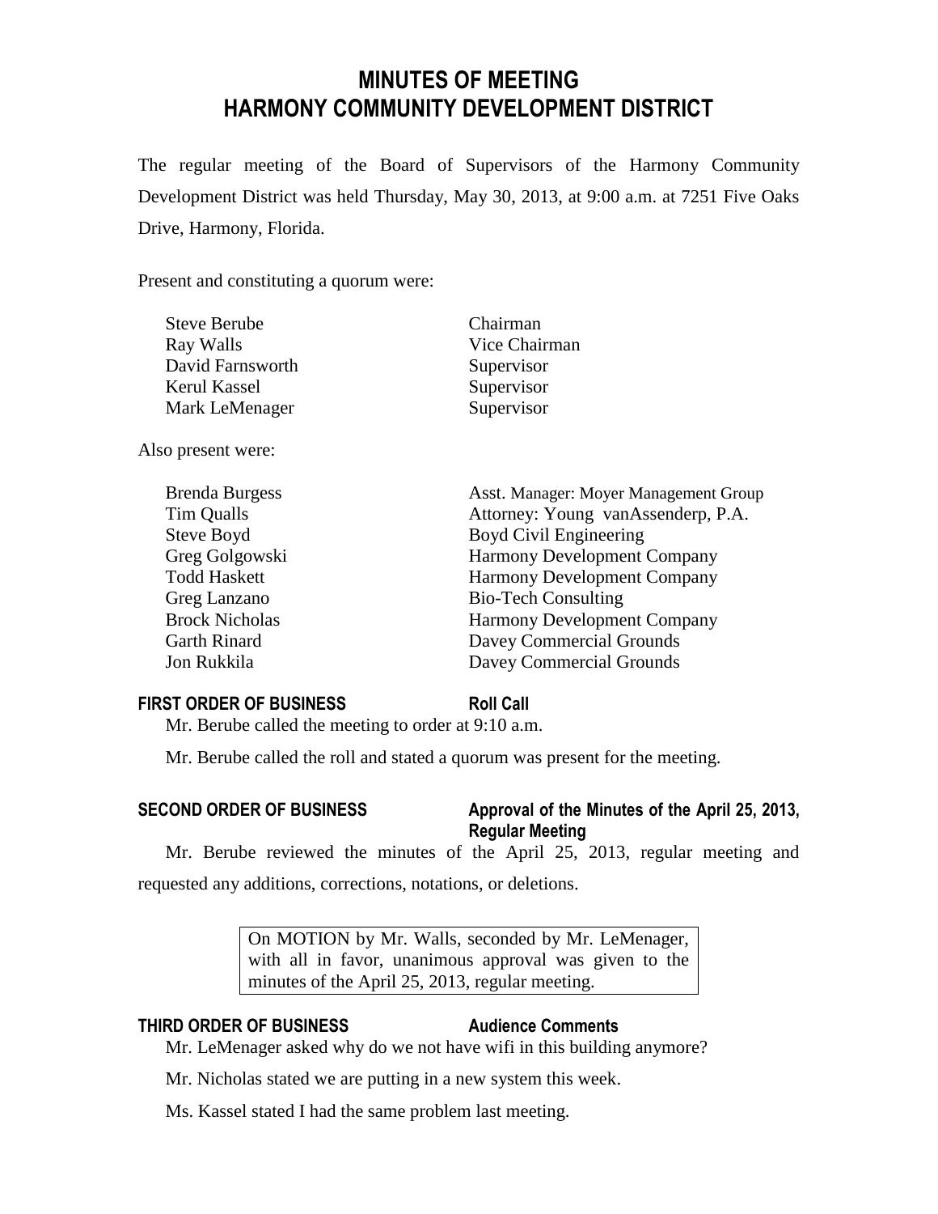# MINUTES OF MEETING
# HARMONY COMMUNITY DEVELOPMENT DISTRICT

The regular meeting of the Board of Supervisors of the Harmony Community Development District was held Thursday, May 30, 2013, at 9:00 a.m. at 7251 Five Oaks Drive, Harmony, Florida.

Present and constituting a quorum were:

| | |
|---|---|
| Steve Berube | Chairman |
| Ray Walls | Vice Chairman |
| David Farnsworth | Supervisor |
| Kerul Kassel | Supervisor |
| Mark LeMenager | Supervisor |

Also present were:

| | |
|---|---|
| Brenda Burgess | Asst. Manager: Moyer Management Group |
| Tim Qualls | Attorney: Young vanAssenderp, P.A. |
| Steve Boyd | Boyd Civil Engineering |
| Greg Golgowski | Harmony Development Company |
| Todd Haskett | Harmony Development Company |
| Greg Lanzano | Bio-Tech Consulting |
| Brock Nicholas | Harmony Development Company |
| Garth Rinard | Davey Commercial Grounds |
| Jon Rukkila | Davey Commercial Grounds |

**FIRST ORDER OF BUSINESS** **Roll Call**

Mr. Berube called the meeting to order at 9:10 a.m.

Mr. Berube called the roll and stated a quorum was present for the meeting.

**SECOND ORDER OF BUSINESS** **Approval of the Minutes of the April 25, 2013, Regular Meeting**

Mr. Berube reviewed the minutes of the April 25, 2013, regular meeting and requested any additions, corrections, notations, or deletions.

> On MOTION by Mr. Walls, seconded by Mr. LeMenager, with all in favor, unanimous approval was given to the minutes of the April 25, 2013, regular meeting.

**THIRD ORDER OF BUSINESS** **Audience Comments**

Mr. LeMenager asked why do we not have wifi in this building anymore?

Mr. Nicholas stated we are putting in a new system this week.

Ms. Kassel stated I had the same problem last meeting.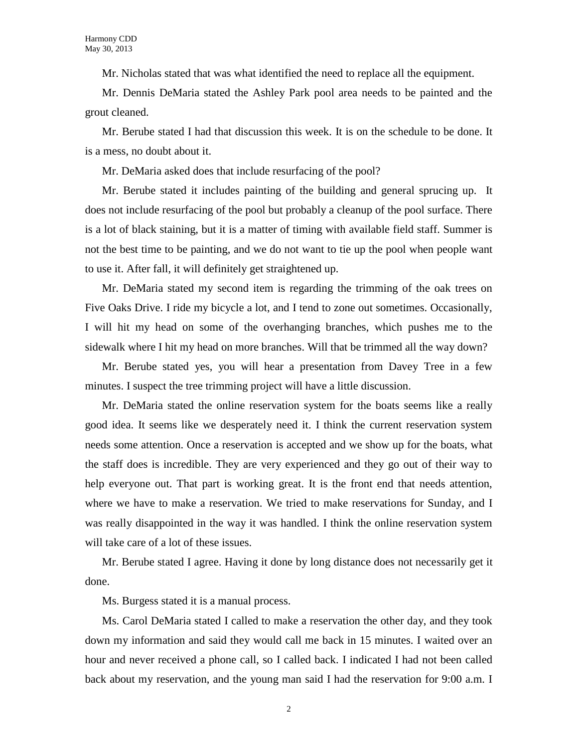Mr. Nicholas stated that was what identified the need to replace all the equipment.

Mr. Dennis DeMaria stated the Ashley Park pool area needs to be painted and the grout cleaned.

Mr. Berube stated I had that discussion this week. It is on the schedule to be done. It is a mess, no doubt about it.

Mr. DeMaria asked does that include resurfacing of the pool?

Mr. Berube stated it includes painting of the building and general sprucing up. It does not include resurfacing of the pool but probably a cleanup of the pool surface. There is a lot of black staining, but it is a matter of timing with available field staff. Summer is not the best time to be painting, and we do not want to tie up the pool when people want to use it. After fall, it will definitely get straightened up.

Mr. DeMaria stated my second item is regarding the trimming of the oak trees on Five Oaks Drive. I ride my bicycle a lot, and I tend to zone out sometimes. Occasionally, I will hit my head on some of the overhanging branches, which pushes me to the sidewalk where I hit my head on more branches. Will that be trimmed all the way down?

Mr. Berube stated yes, you will hear a presentation from Davey Tree in a few minutes. I suspect the tree trimming project will have a little discussion.

Mr. DeMaria stated the online reservation system for the boats seems like a really good idea. It seems like we desperately need it. I think the current reservation system needs some attention. Once a reservation is accepted and we show up for the boats, what the staff does is incredible. They are very experienced and they go out of their way to help everyone out. That part is working great. It is the front end that needs attention, where we have to make a reservation. We tried to make reservations for Sunday, and I was really disappointed in the way it was handled. I think the online reservation system will take care of a lot of these issues.

Mr. Berube stated I agree. Having it done by long distance does not necessarily get it done.

Ms. Burgess stated it is a manual process.

Ms. Carol DeMaria stated I called to make a reservation the other day, and they took down my information and said they would call me back in 15 minutes. I waited over an hour and never received a phone call, so I called back. I indicated I had not been called back about my reservation, and the young man said I had the reservation for 9:00 a.m. I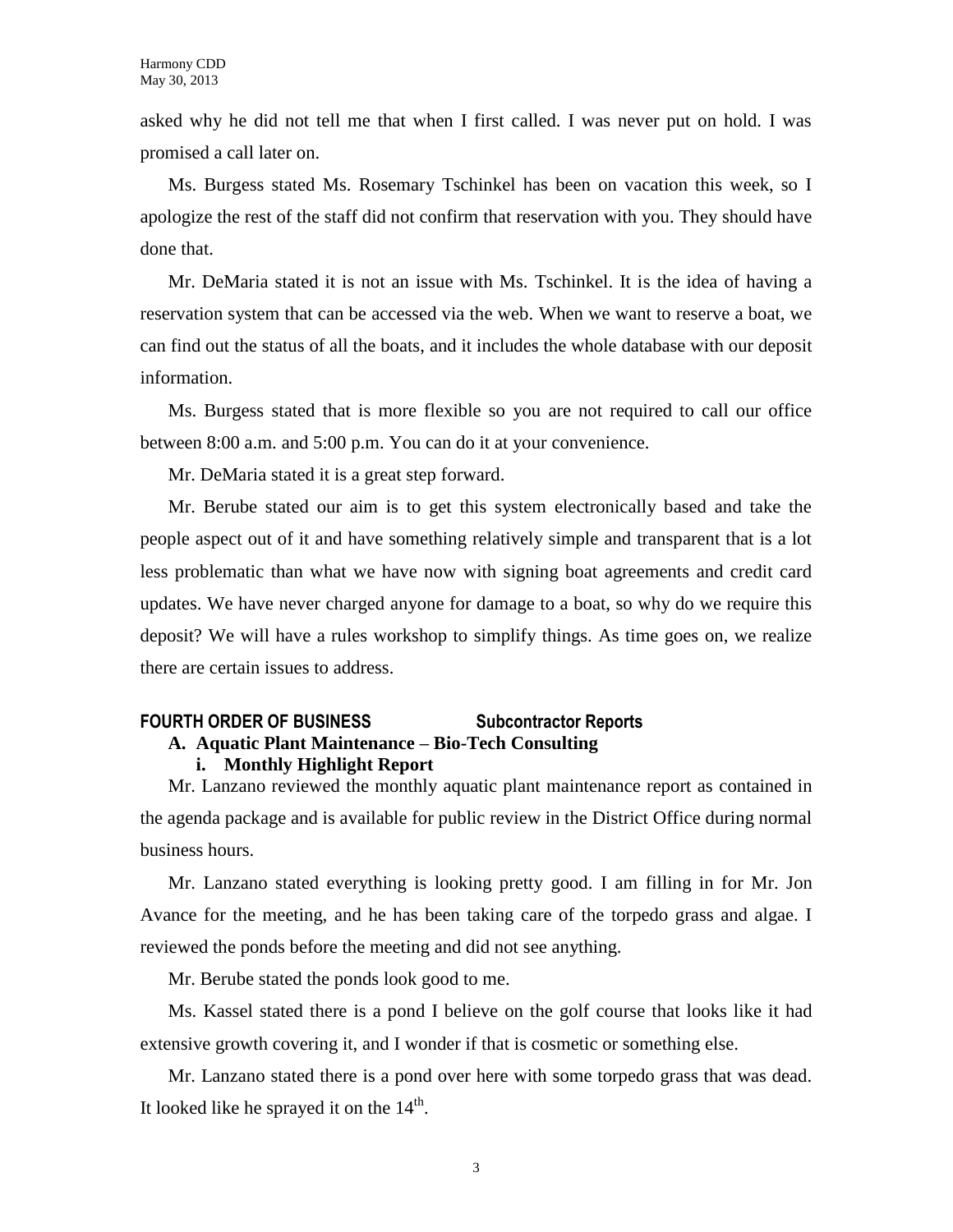asked why he did not tell me that when I first called. I was never put on hold. I was promised a call later on.

Ms. Burgess stated Ms. Rosemary Tschinkel has been on vacation this week, so I apologize the rest of the staff did not confirm that reservation with you. They should have done that.

Mr. DeMaria stated it is not an issue with Ms. Tschinkel. It is the idea of having a reservation system that can be accessed via the web. When we want to reserve a boat, we can find out the status of all the boats, and it includes the whole database with our deposit information.

Ms. Burgess stated that is more flexible so you are not required to call our office between 8:00 a.m. and 5:00 p.m. You can do it at your convenience.

Mr. DeMaria stated it is a great step forward.

Mr. Berube stated our aim is to get this system electronically based and take the people aspect out of it and have something relatively simple and transparent that is a lot less problematic than what we have now with signing boat agreements and credit card updates. We have never charged anyone for damage to a boat, so why do we require this deposit? We will have a rules workshop to simplify things. As time goes on, we realize there are certain issues to address.

## FOURTH ORDER OF BUSINESS Subcontractor Reports

### A. Aquatic Plant Maintenance – Bio-Tech Consulting

#### i. Monthly Highlight Report

Mr. Lanzano reviewed the monthly aquatic plant maintenance report as contained in the agenda package and is available for public review in the District Office during normal business hours.

Mr. Lanzano stated everything is looking pretty good. I am filling in for Mr. Jon Avance for the meeting, and he has been taking care of the torpedo grass and algae. I reviewed the ponds before the meeting and did not see anything.

Mr. Berube stated the ponds look good to me.

Ms. Kassel stated there is a pond I believe on the golf course that looks like it had extensive growth covering it, and I wonder if that is cosmetic or something else.

Mr. Lanzano stated there is a pond over here with some torpedo grass that was dead. It looked like he sprayed it on the 14th.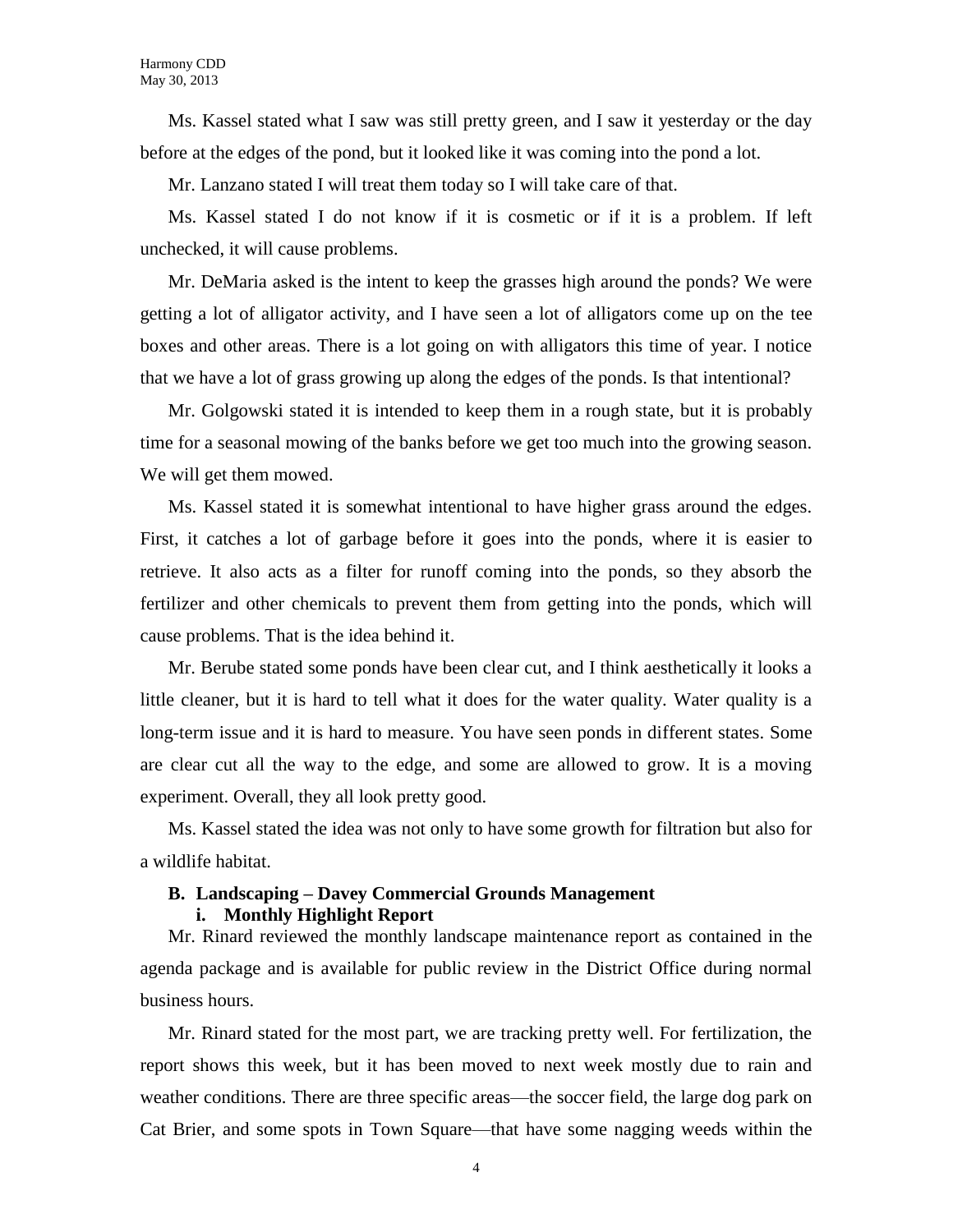Ms. Kassel stated what I saw was still pretty green, and I saw it yesterday or the day before at the edges of the pond, but it looked like it was coming into the pond a lot.

Mr. Lanzano stated I will treat them today so I will take care of that.

Ms. Kassel stated I do not know if it is cosmetic or if it is a problem. If left unchecked, it will cause problems.

Mr. DeMaria asked is the intent to keep the grasses high around the ponds? We were getting a lot of alligator activity, and I have seen a lot of alligators come up on the tee boxes and other areas. There is a lot going on with alligators this time of year. I notice that we have a lot of grass growing up along the edges of the ponds. Is that intentional?

Mr. Golgowski stated it is intended to keep them in a rough state, but it is probably time for a seasonal mowing of the banks before we get too much into the growing season. We will get them mowed.

Ms. Kassel stated it is somewhat intentional to have higher grass around the edges. First, it catches a lot of garbage before it goes into the ponds, where it is easier to retrieve. It also acts as a filter for runoff coming into the ponds, so they absorb the fertilizer and other chemicals to prevent them from getting into the ponds, which will cause problems. That is the idea behind it.

Mr. Berube stated some ponds have been clear cut, and I think aesthetically it looks a little cleaner, but it is hard to tell what it does for the water quality. Water quality is a long-term issue and it is hard to measure. You have seen ponds in different states. Some are clear cut all the way to the edge, and some are allowed to grow. It is a moving experiment. Overall, they all look pretty good.

Ms. Kassel stated the idea was not only to have some growth for filtration but also for a wildlife habitat.

**B. Landscaping – Davey Commercial Grounds Management**

**i. Monthly Highlight Report**

Mr. Rinard reviewed the monthly landscape maintenance report as contained in the agenda package and is available for public review in the District Office during normal business hours.

Mr. Rinard stated for the most part, we are tracking pretty well. For fertilization, the report shows this week, but it has been moved to next week mostly due to rain and weather conditions. There are three specific areas—the soccer field, the large dog park on Cat Brier, and some spots in Town Square—that have some nagging weeds within the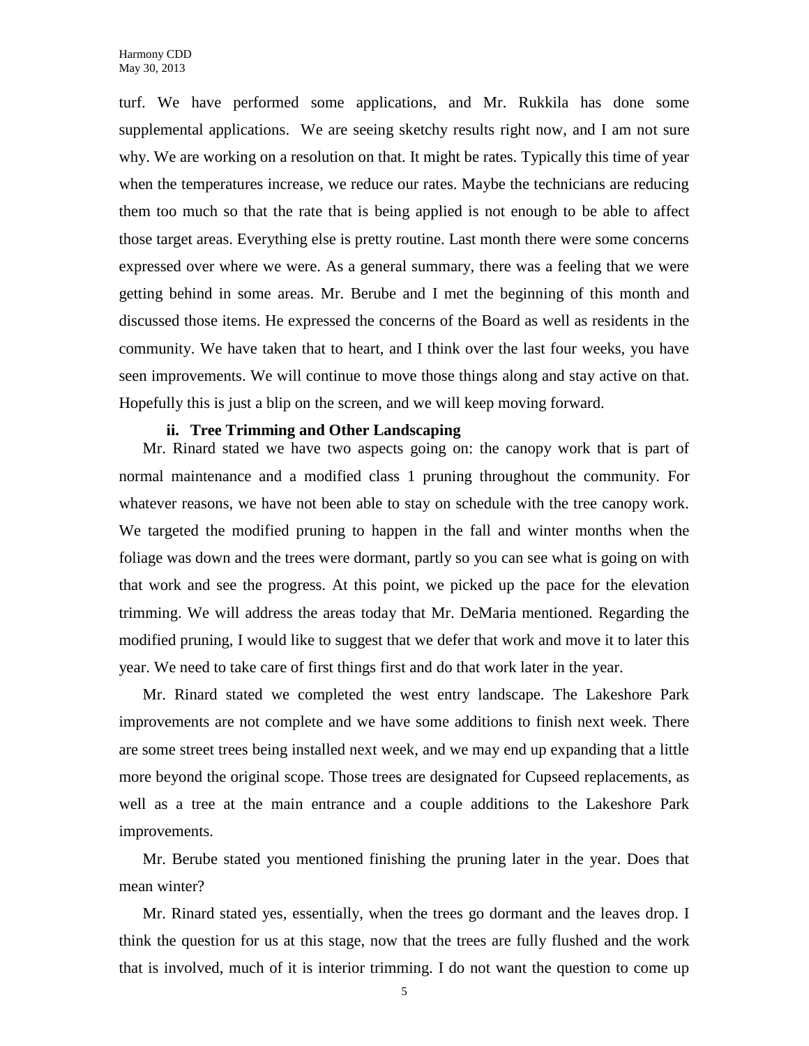turf. We have performed some applications, and Mr. Rukkila has done some supplemental applications. We are seeing sketchy results right now, and I am not sure why. We are working on a resolution on that. It might be rates. Typically this time of year when the temperatures increase, we reduce our rates. Maybe the technicians are reducing them too much so that the rate that is being applied is not enough to be able to affect those target areas. Everything else is pretty routine. Last month there were some concerns expressed over where we were. As a general summary, there was a feeling that we were getting behind in some areas. Mr. Berube and I met the beginning of this month and discussed those items. He expressed the concerns of the Board as well as residents in the community. We have taken that to heart, and I think over the last four weeks, you have seen improvements. We will continue to move those things along and stay active on that. Hopefully this is just a blip on the screen, and we will keep moving forward.

**ii. Tree Trimming and Other Landscaping**

Mr. Rinard stated we have two aspects going on: the canopy work that is part of normal maintenance and a modified class 1 pruning throughout the community. For whatever reasons, we have not been able to stay on schedule with the tree canopy work. We targeted the modified pruning to happen in the fall and winter months when the foliage was down and the trees were dormant, partly so you can see what is going on with that work and see the progress. At this point, we picked up the pace for the elevation trimming. We will address the areas today that Mr. DeMaria mentioned. Regarding the modified pruning, I would like to suggest that we defer that work and move it to later this year. We need to take care of first things first and do that work later in the year.

Mr. Rinard stated we completed the west entry landscape. The Lakeshore Park improvements are not complete and we have some additions to finish next week. There are some street trees being installed next week, and we may end up expanding that a little more beyond the original scope. Those trees are designated for Cupseed replacements, as well as a tree at the main entrance and a couple additions to the Lakeshore Park improvements.

Mr. Berube stated you mentioned finishing the pruning later in the year. Does that mean winter?

Mr. Rinard stated yes, essentially, when the trees go dormant and the leaves drop. I think the question for us at this stage, now that the trees are fully flushed and the work that is involved, much of it is interior trimming. I do not want the question to come up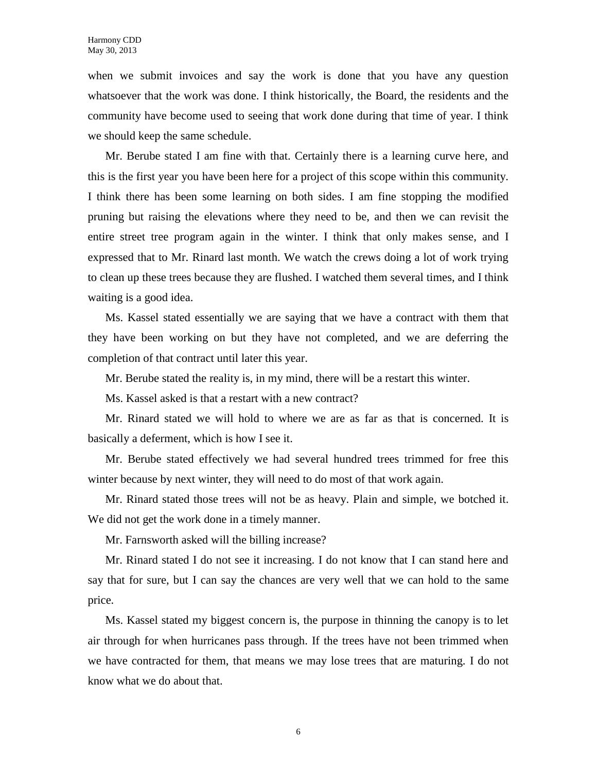when we submit invoices and say the work is done that you have any question whatsoever that the work was done. I think historically, the Board, the residents and the community have become used to seeing that work done during that time of year. I think we should keep the same schedule.

Mr. Berube stated I am fine with that. Certainly there is a learning curve here, and this is the first year you have been here for a project of this scope within this community. I think there has been some learning on both sides. I am fine stopping the modified pruning but raising the elevations where they need to be, and then we can revisit the entire street tree program again in the winter. I think that only makes sense, and I expressed that to Mr. Rinard last month. We watch the crews doing a lot of work trying to clean up these trees because they are flushed. I watched them several times, and I think waiting is a good idea.

Ms. Kassel stated essentially we are saying that we have a contract with them that they have been working on but they have not completed, and we are deferring the completion of that contract until later this year.

Mr. Berube stated the reality is, in my mind, there will be a restart this winter.

Ms. Kassel asked is that a restart with a new contract?

Mr. Rinard stated we will hold to where we are as far as that is concerned. It is basically a deferment, which is how I see it.

Mr. Berube stated effectively we had several hundred trees trimmed for free this winter because by next winter, they will need to do most of that work again.

Mr. Rinard stated those trees will not be as heavy. Plain and simple, we botched it. We did not get the work done in a timely manner.

Mr. Farnsworth asked will the billing increase?

Mr. Rinard stated I do not see it increasing. I do not know that I can stand here and say that for sure, but I can say the chances are very well that we can hold to the same price.

Ms. Kassel stated my biggest concern is, the purpose in thinning the canopy is to let air through for when hurricanes pass through. If the trees have not been trimmed when we have contracted for them, that means we may lose trees that are maturing. I do not know what we do about that.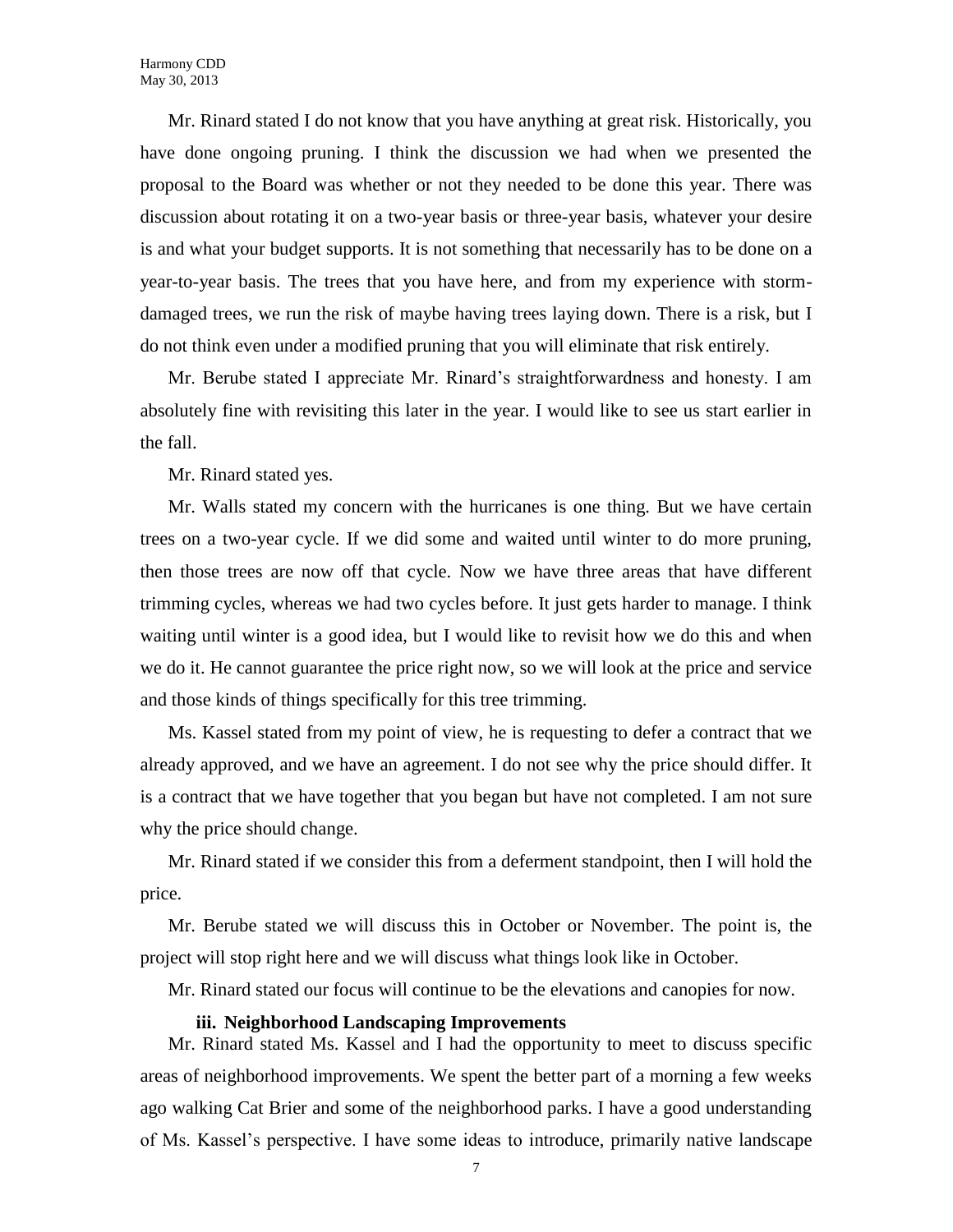Mr. Rinard stated I do not know that you have anything at great risk. Historically, you have done ongoing pruning. I think the discussion we had when we presented the proposal to the Board was whether or not they needed to be done this year. There was discussion about rotating it on a two-year basis or three-year basis, whatever your desire is and what your budget supports. It is not something that necessarily has to be done on a year-to-year basis. The trees that you have here, and from my experience with storm-damaged trees, we run the risk of maybe having trees laying down. There is a risk, but I do not think even under a modified pruning that you will eliminate that risk entirely.

Mr. Berube stated I appreciate Mr. Rinard's straightforwardness and honesty. I am absolutely fine with revisiting this later in the year. I would like to see us start earlier in the fall.

Mr. Rinard stated yes.

Mr. Walls stated my concern with the hurricanes is one thing. But we have certain trees on a two-year cycle. If we did some and waited until winter to do more pruning, then those trees are now off that cycle. Now we have three areas that have different trimming cycles, whereas we had two cycles before. It just gets harder to manage. I think waiting until winter is a good idea, but I would like to revisit how we do this and when we do it. He cannot guarantee the price right now, so we will look at the price and service and those kinds of things specifically for this tree trimming.

Ms. Kassel stated from my point of view, he is requesting to defer a contract that we already approved, and we have an agreement. I do not see why the price should differ. It is a contract that we have together that you began but have not completed. I am not sure why the price should change.

Mr. Rinard stated if we consider this from a deferment standpoint, then I will hold the price.

Mr. Berube stated we will discuss this in October or November. The point is, the project will stop right here and we will discuss what things look like in October.

Mr. Rinard stated our focus will continue to be the elevations and canopies for now.

**iii. Neighborhood Landscaping Improvements**

Mr. Rinard stated Ms. Kassel and I had the opportunity to meet to discuss specific areas of neighborhood improvements. We spent the better part of a morning a few weeks ago walking Cat Brier and some of the neighborhood parks. I have a good understanding of Ms. Kassel's perspective. I have some ideas to introduce, primarily native landscape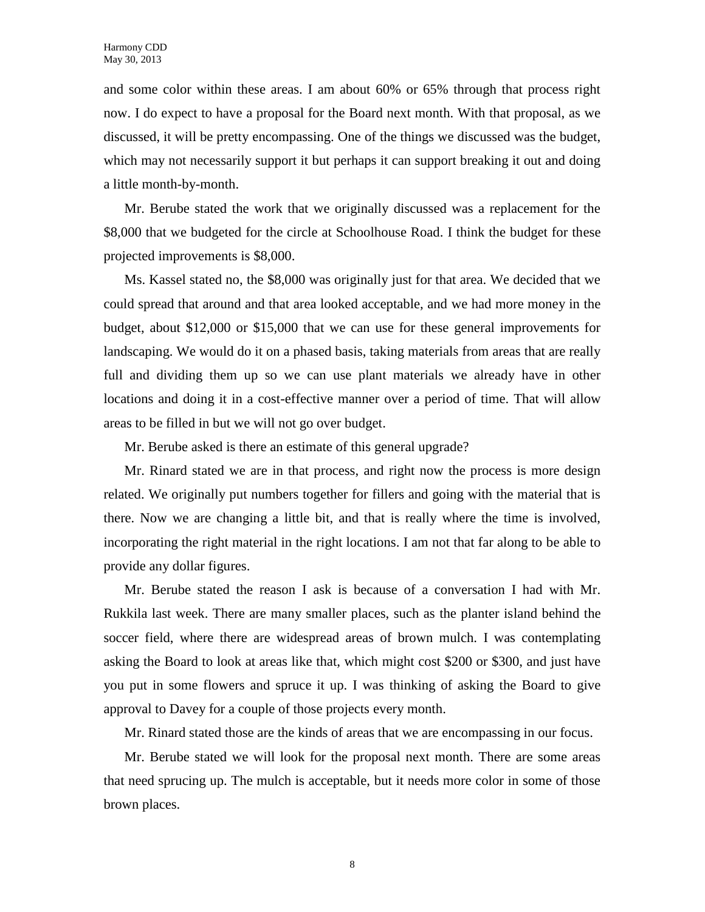and some color within these areas. I am about 60% or 65% through that process right now. I do expect to have a proposal for the Board next month. With that proposal, as we discussed, it will be pretty encompassing. One of the things we discussed was the budget, which may not necessarily support it but perhaps it can support breaking it out and doing a little month-by-month.

Mr. Berube stated the work that we originally discussed was a replacement for the $8,000 that we budgeted for the circle at Schoolhouse Road. I think the budget for these projected improvements is $8,000.

Ms. Kassel stated no, the $8,000 was originally just for that area. We decided that we could spread that around and that area looked acceptable, and we had more money in the budget, about $12,000 or $15,000 that we can use for these general improvements for landscaping. We would do it on a phased basis, taking materials from areas that are really full and dividing them up so we can use plant materials we already have in other locations and doing it in a cost-effective manner over a period of time. That will allow areas to be filled in but we will not go over budget.

Mr. Berube asked is there an estimate of this general upgrade?

Mr. Rinard stated we are in that process, and right now the process is more design related. We originally put numbers together for fillers and going with the material that is there. Now we are changing a little bit, and that is really where the time is involved, incorporating the right material in the right locations. I am not that far along to be able to provide any dollar figures.

Mr. Berube stated the reason I ask is because of a conversation I had with Mr. Rukkila last week. There are many smaller places, such as the planter island behind the soccer field, where there are widespread areas of brown mulch. I was contemplating asking the Board to look at areas like that, which might cost $200 or $300, and just have you put in some flowers and spruce it up. I was thinking of asking the Board to give approval to Davey for a couple of those projects every month.

Mr. Rinard stated those are the kinds of areas that we are encompassing in our focus.

Mr. Berube stated we will look for the proposal next month. There are some areas that need sprucing up. The mulch is acceptable, but it needs more color in some of those brown places.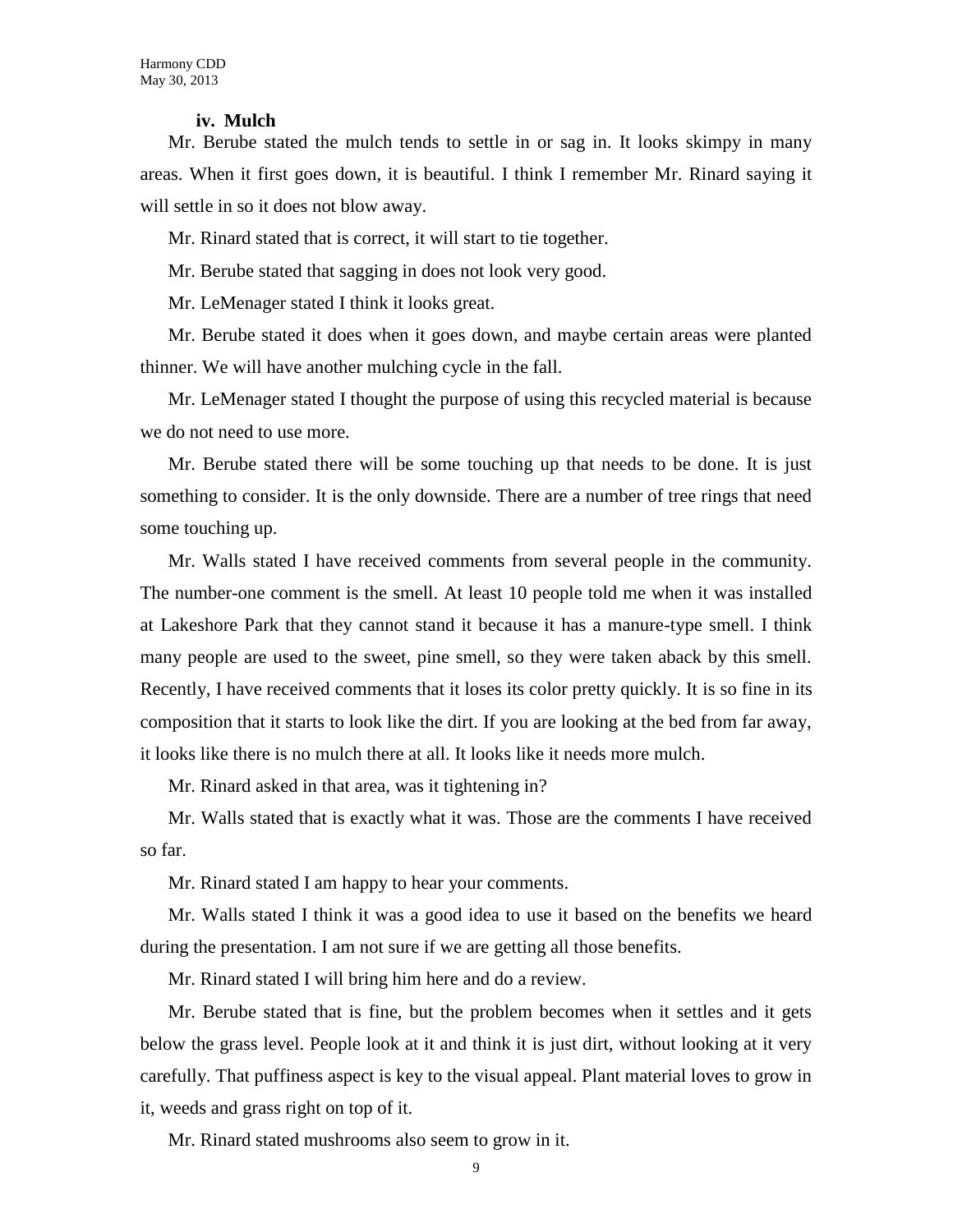### iv. Mulch

Mr. Berube stated the mulch tends to settle in or sag in. It looks skimpy in many areas. When it first goes down, it is beautiful. I think I remember Mr. Rinard saying it will settle in so it does not blow away.

Mr. Rinard stated that is correct, it will start to tie together.

Mr. Berube stated that sagging in does not look very good.

Mr. LeMenager stated I think it looks great.

Mr. Berube stated it does when it goes down, and maybe certain areas were planted thinner. We will have another mulching cycle in the fall.

Mr. LeMenager stated I thought the purpose of using this recycled material is because we do not need to use more.

Mr. Berube stated there will be some touching up that needs to be done. It is just something to consider. It is the only downside. There are a number of tree rings that need some touching up.

Mr. Walls stated I have received comments from several people in the community. The number-one comment is the smell. At least 10 people told me when it was installed at Lakeshore Park that they cannot stand it because it has a manure-type smell. I think many people are used to the sweet, pine smell, so they were taken aback by this smell. Recently, I have received comments that it loses its color pretty quickly. It is so fine in its composition that it starts to look like the dirt. If you are looking at the bed from far away, it looks like there is no mulch there at all. It looks like it needs more mulch.

Mr. Rinard asked in that area, was it tightening in?

Mr. Walls stated that is exactly what it was. Those are the comments I have received so far.

Mr. Rinard stated I am happy to hear your comments.

Mr. Walls stated I think it was a good idea to use it based on the benefits we heard during the presentation. I am not sure if we are getting all those benefits.

Mr. Rinard stated I will bring him here and do a review.

Mr. Berube stated that is fine, but the problem becomes when it settles and it gets below the grass level. People look at it and think it is just dirt, without looking at it very carefully. That puffiness aspect is key to the visual appeal. Plant material loves to grow in it, weeds and grass right on top of it.

Mr. Rinard stated mushrooms also seem to grow in it.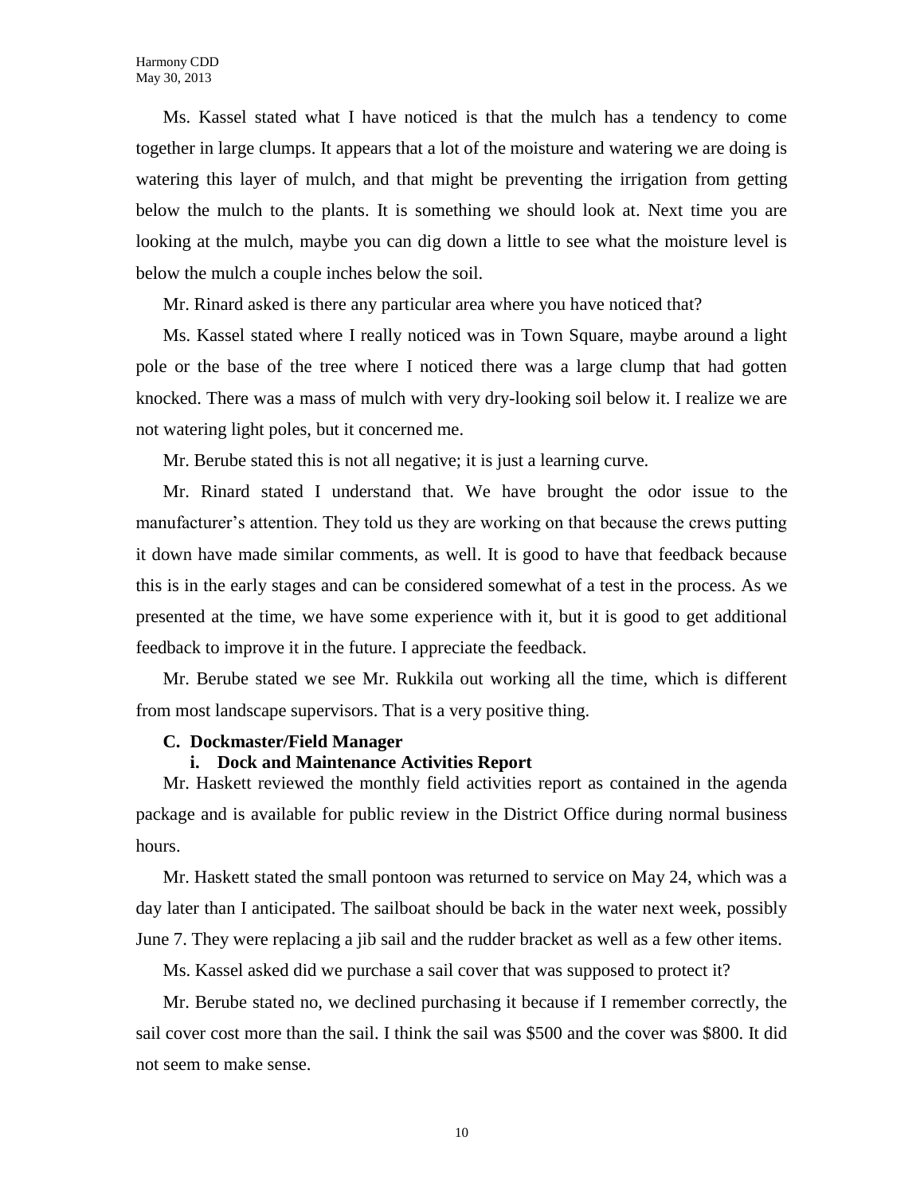Ms. Kassel stated what I have noticed is that the mulch has a tendency to come together in large clumps. It appears that a lot of the moisture and watering we are doing is watering this layer of mulch, and that might be preventing the irrigation from getting below the mulch to the plants. It is something we should look at. Next time you are looking at the mulch, maybe you can dig down a little to see what the moisture level is below the mulch a couple inches below the soil.

Mr. Rinard asked is there any particular area where you have noticed that?

Ms. Kassel stated where I really noticed was in Town Square, maybe around a light pole or the base of the tree where I noticed there was a large clump that had gotten knocked. There was a mass of mulch with very dry-looking soil below it. I realize we are not watering light poles, but it concerned me.

Mr. Berube stated this is not all negative; it is just a learning curve.

Mr. Rinard stated I understand that. We have brought the odor issue to the manufacturer's attention. They told us they are working on that because the crews putting it down have made similar comments, as well. It is good to have that feedback because this is in the early stages and can be considered somewhat of a test in the process. As we presented at the time, we have some experience with it, but it is good to get additional feedback to improve it in the future. I appreciate the feedback.

Mr. Berube stated we see Mr. Rukkila out working all the time, which is different from most landscape supervisors. That is a very positive thing.

**C. Dockmaster/Field Manager**

**i. Dock and Maintenance Activities Report**

Mr. Haskett reviewed the monthly field activities report as contained in the agenda package and is available for public review in the District Office during normal business hours.

Mr. Haskett stated the small pontoon was returned to service on May 24, which was a day later than I anticipated. The sailboat should be back in the water next week, possibly June 7. They were replacing a jib sail and the rudder bracket as well as a few other items.

Ms. Kassel asked did we purchase a sail cover that was supposed to protect it?

Mr. Berube stated no, we declined purchasing it because if I remember correctly, the sail cover cost more than the sail. I think the sail was $500 and the cover was $800. It did not seem to make sense.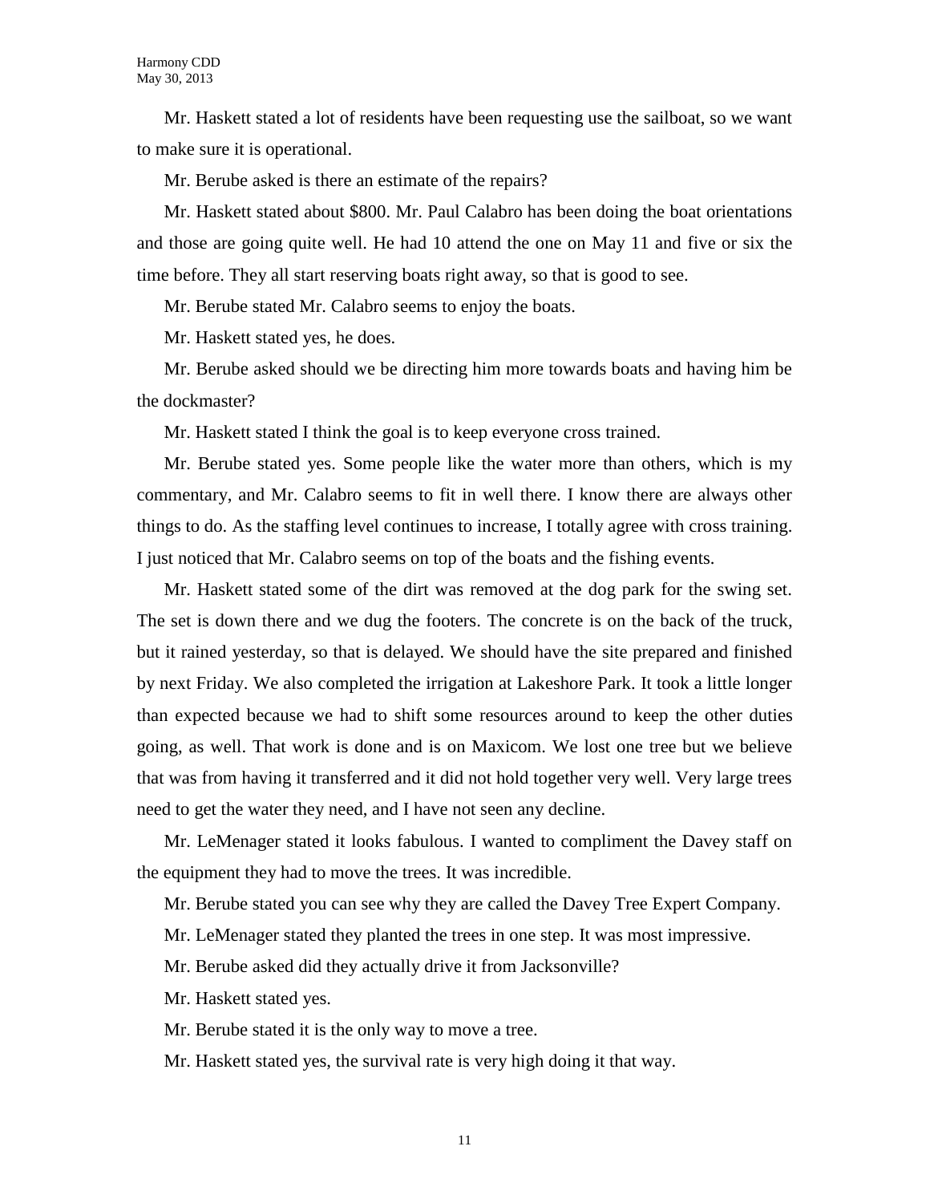Mr. Haskett stated a lot of residents have been requesting use the sailboat, so we want to make sure it is operational.

Mr. Berube asked is there an estimate of the repairs?

Mr. Haskett stated about $800. Mr. Paul Calabro has been doing the boat orientations and those are going quite well. He had 10 attend the one on May 11 and five or six the time before. They all start reserving boats right away, so that is good to see.

Mr. Berube stated Mr. Calabro seems to enjoy the boats.

Mr. Haskett stated yes, he does.

Mr. Berube asked should we be directing him more towards boats and having him be the dockmaster?

Mr. Haskett stated I think the goal is to keep everyone cross trained.

Mr. Berube stated yes. Some people like the water more than others, which is my commentary, and Mr. Calabro seems to fit in well there. I know there are always other things to do. As the staffing level continues to increase, I totally agree with cross training. I just noticed that Mr. Calabro seems on top of the boats and the fishing events.

Mr. Haskett stated some of the dirt was removed at the dog park for the swing set. The set is down there and we dug the footers. The concrete is on the back of the truck, but it rained yesterday, so that is delayed. We should have the site prepared and finished by next Friday. We also completed the irrigation at Lakeshore Park. It took a little longer than expected because we had to shift some resources around to keep the other duties going, as well. That work is done and is on Maxicom. We lost one tree but we believe that was from having it transferred and it did not hold together very well. Very large trees need to get the water they need, and I have not seen any decline.

Mr. LeMenager stated it looks fabulous. I wanted to compliment the Davey staff on the equipment they had to move the trees. It was incredible.

Mr. Berube stated you can see why they are called the Davey Tree Expert Company.

Mr. LeMenager stated they planted the trees in one step. It was most impressive.

Mr. Berube asked did they actually drive it from Jacksonville?

Mr. Haskett stated yes.

Mr. Berube stated it is the only way to move a tree.

Mr. Haskett stated yes, the survival rate is very high doing it that way.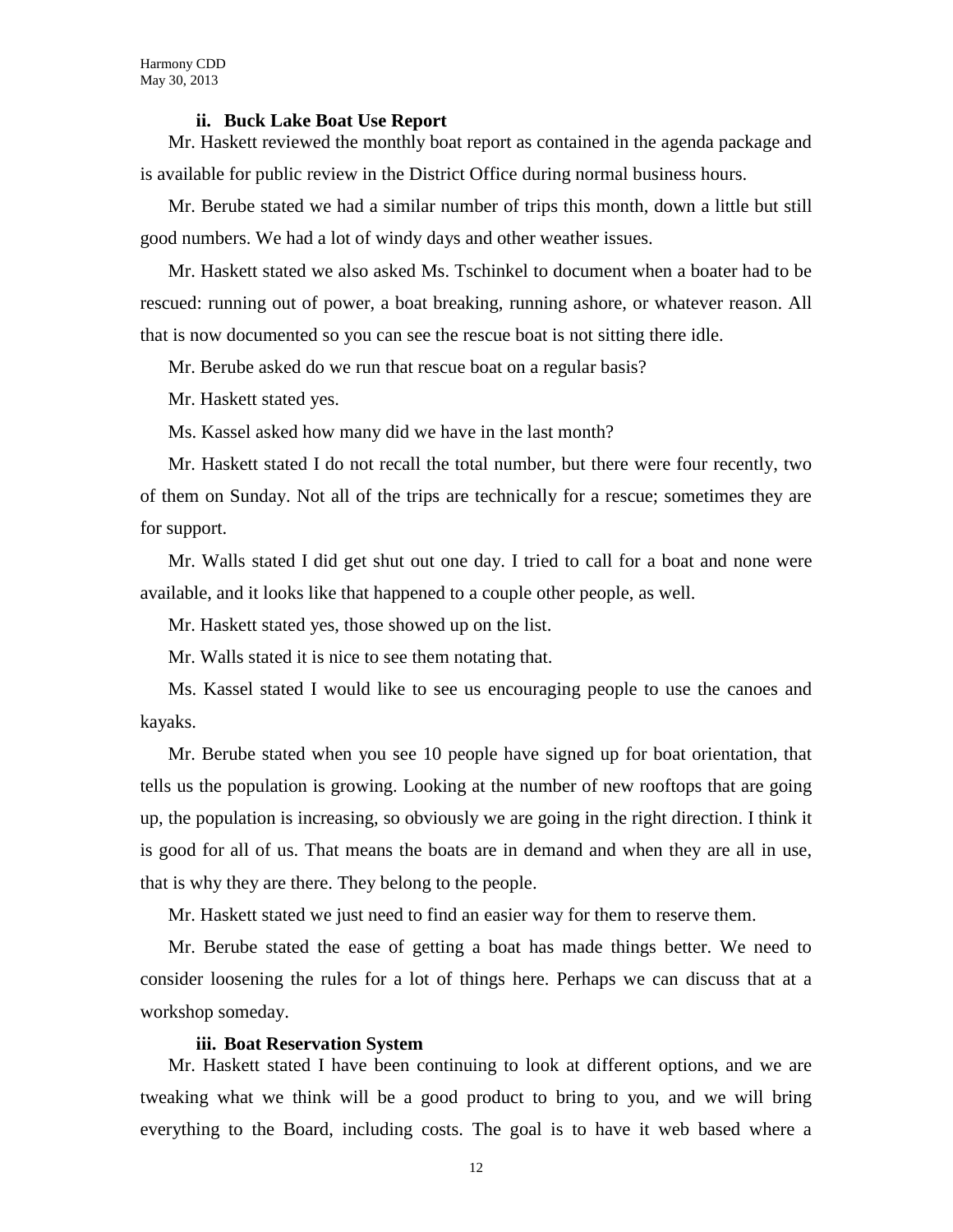### ii. Buck Lake Boat Use Report

Mr. Haskett reviewed the monthly boat report as contained in the agenda package and is available for public review in the District Office during normal business hours.

Mr. Berube stated we had a similar number of trips this month, down a little but still good numbers. We had a lot of windy days and other weather issues.

Mr. Haskett stated we also asked Ms. Tschinkel to document when a boater had to be rescued: running out of power, a boat breaking, running ashore, or whatever reason. All that is now documented so you can see the rescue boat is not sitting there idle.

Mr. Berube asked do we run that rescue boat on a regular basis?

Mr. Haskett stated yes.

Ms. Kassel asked how many did we have in the last month?

Mr. Haskett stated I do not recall the total number, but there were four recently, two of them on Sunday. Not all of the trips are technically for a rescue; sometimes they are for support.

Mr. Walls stated I did get shut out one day. I tried to call for a boat and none were available, and it looks like that happened to a couple other people, as well.

Mr. Haskett stated yes, those showed up on the list.

Mr. Walls stated it is nice to see them notating that.

Ms. Kassel stated I would like to see us encouraging people to use the canoes and kayaks.

Mr. Berube stated when you see 10 people have signed up for boat orientation, that tells us the population is growing. Looking at the number of new rooftops that are going up, the population is increasing, so obviously we are going in the right direction. I think it is good for all of us. That means the boats are in demand and when they are all in use, that is why they are there. They belong to the people.

Mr. Haskett stated we just need to find an easier way for them to reserve them.

Mr. Berube stated the ease of getting a boat has made things better. We need to consider loosening the rules for a lot of things here. Perhaps we can discuss that at a workshop someday.

### iii. Boat Reservation System

Mr. Haskett stated I have been continuing to look at different options, and we are tweaking what we think will be a good product to bring to you, and we will bring everything to the Board, including costs. The goal is to have it web based where a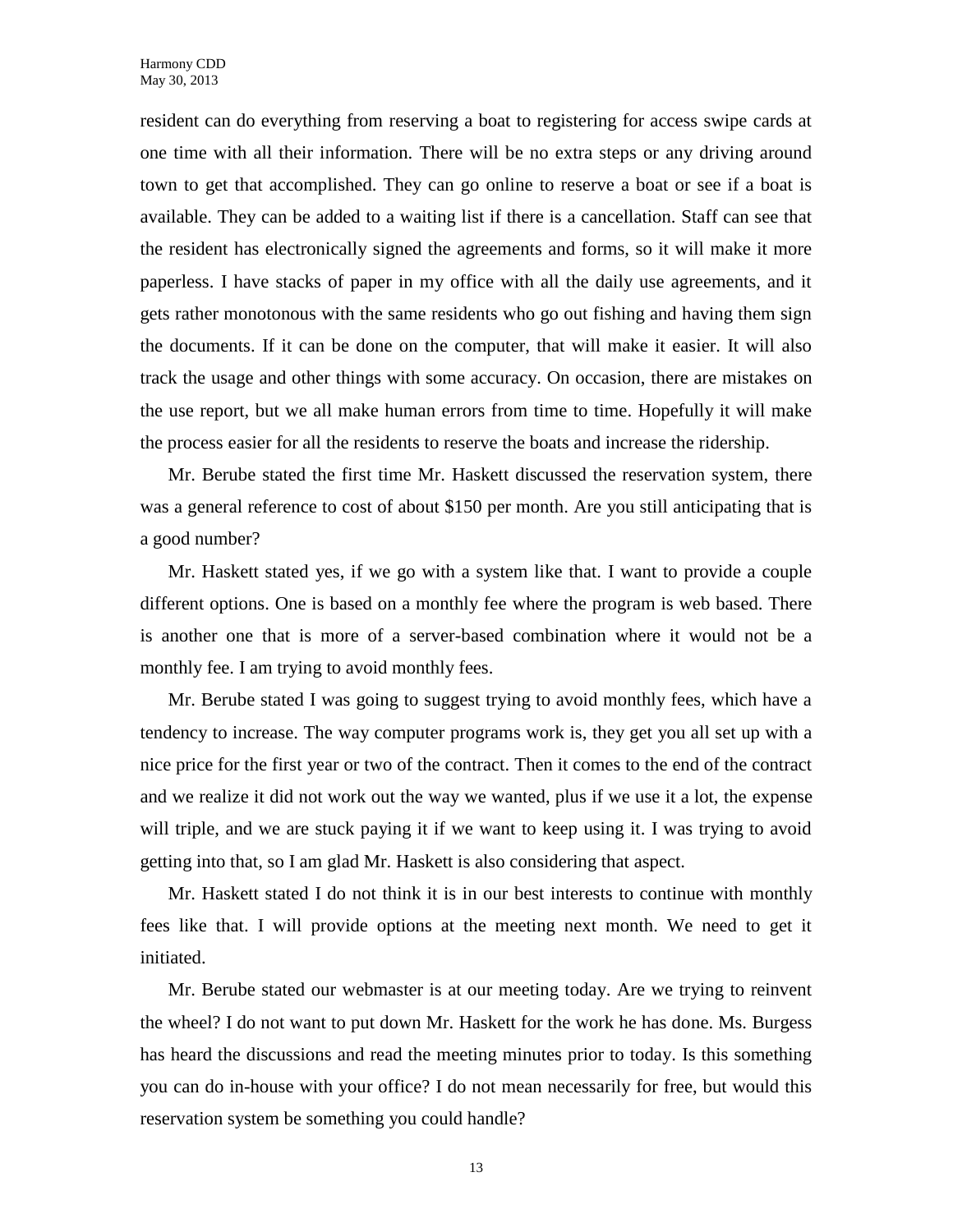resident can do everything from reserving a boat to registering for access swipe cards at one time with all their information. There will be no extra steps or any driving around town to get that accomplished. They can go online to reserve a boat or see if a boat is available. They can be added to a waiting list if there is a cancellation. Staff can see that the resident has electronically signed the agreements and forms, so it will make it more paperless. I have stacks of paper in my office with all the daily use agreements, and it gets rather monotonous with the same residents who go out fishing and having them sign the documents. If it can be done on the computer, that will make it easier. It will also track the usage and other things with some accuracy. On occasion, there are mistakes on the use report, but we all make human errors from time to time. Hopefully it will make the process easier for all the residents to reserve the boats and increase the ridership.

Mr. Berube stated the first time Mr. Haskett discussed the reservation system, there was a general reference to cost of about $150 per month. Are you still anticipating that is a good number?

Mr. Haskett stated yes, if we go with a system like that. I want to provide a couple different options. One is based on a monthly fee where the program is web based. There is another one that is more of a server-based combination where it would not be a monthly fee. I am trying to avoid monthly fees.

Mr. Berube stated I was going to suggest trying to avoid monthly fees, which have a tendency to increase. The way computer programs work is, they get you all set up with a nice price for the first year or two of the contract. Then it comes to the end of the contract and we realize it did not work out the way we wanted, plus if we use it a lot, the expense will triple, and we are stuck paying it if we want to keep using it. I was trying to avoid getting into that, so I am glad Mr. Haskett is also considering that aspect.

Mr. Haskett stated I do not think it is in our best interests to continue with monthly fees like that. I will provide options at the meeting next month. We need to get it initiated.

Mr. Berube stated our webmaster is at our meeting today. Are we trying to reinvent the wheel? I do not want to put down Mr. Haskett for the work he has done. Ms. Burgess has heard the discussions and read the meeting minutes prior to today. Is this something you can do in-house with your office? I do not mean necessarily for free, but would this reservation system be something you could handle?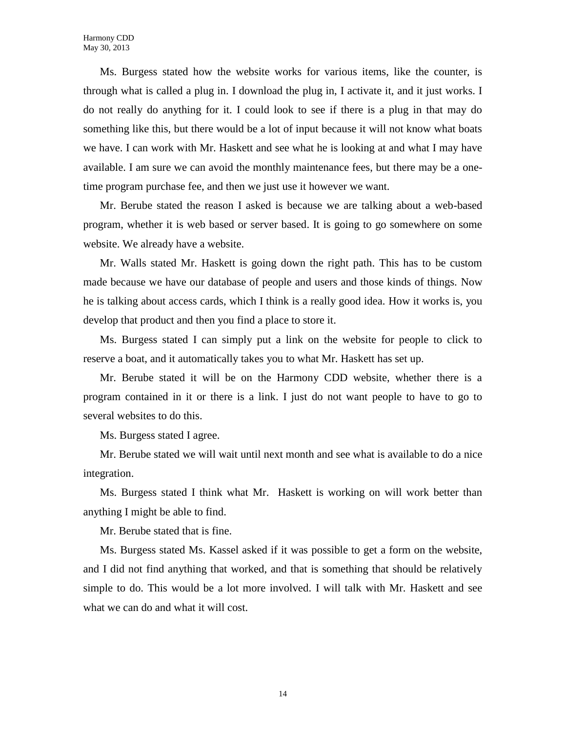Ms. Burgess stated how the website works for various items, like the counter, is through what is called a plug in. I download the plug in, I activate it, and it just works. I do not really do anything for it. I could look to see if there is a plug in that may do something like this, but there would be a lot of input because it will not know what boats we have. I can work with Mr. Haskett and see what he is looking at and what I may have available. I am sure we can avoid the monthly maintenance fees, but there may be a one-time program purchase fee, and then we just use it however we want.

Mr. Berube stated the reason I asked is because we are talking about a web-based program, whether it is web based or server based. It is going to go somewhere on some website. We already have a website.

Mr. Walls stated Mr. Haskett is going down the right path. This has to be custom made because we have our database of people and users and those kinds of things. Now he is talking about access cards, which I think is a really good idea. How it works is, you develop that product and then you find a place to store it.

Ms. Burgess stated I can simply put a link on the website for people to click to reserve a boat, and it automatically takes you to what Mr. Haskett has set up.

Mr. Berube stated it will be on the Harmony CDD website, whether there is a program contained in it or there is a link. I just do not want people to have to go to several websites to do this.

Ms. Burgess stated I agree.

Mr. Berube stated we will wait until next month and see what is available to do a nice integration.

Ms. Burgess stated I think what Mr. Haskett is working on will work better than anything I might be able to find.

Mr. Berube stated that is fine.

Ms. Burgess stated Ms. Kassel asked if it was possible to get a form on the website, and I did not find anything that worked, and that is something that should be relatively simple to do. This would be a lot more involved. I will talk with Mr. Haskett and see what we can do and what it will cost.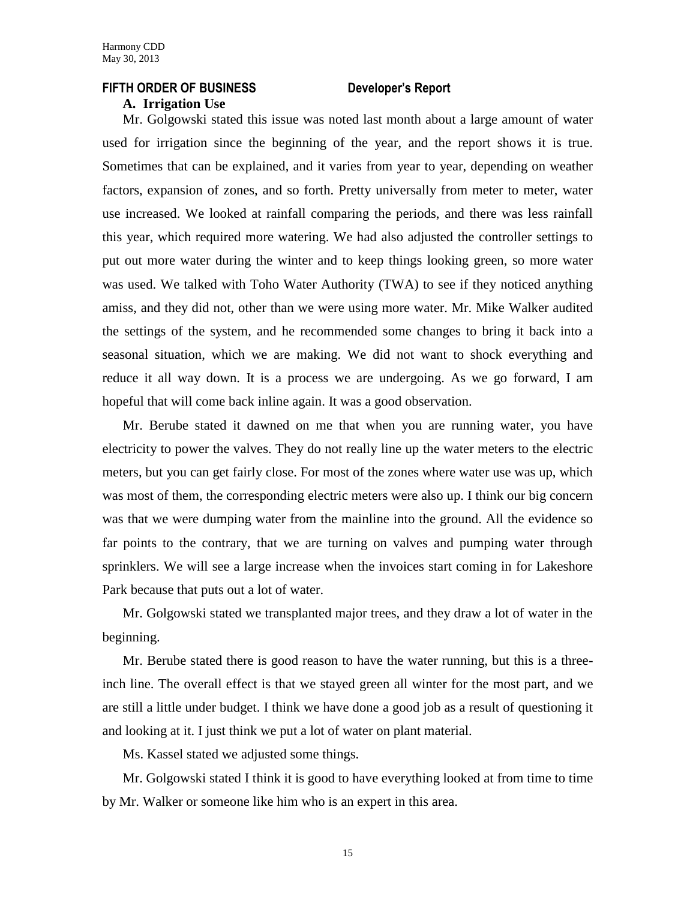## FIFTH ORDER OF BUSINESS Developer's Report

### A. Irrigation Use

Mr. Golgowski stated this issue was noted last month about a large amount of water used for irrigation since the beginning of the year, and the report shows it is true. Sometimes that can be explained, and it varies from year to year, depending on weather factors, expansion of zones, and so forth. Pretty universally from meter to meter, water use increased. We looked at rainfall comparing the periods, and there was less rainfall this year, which required more watering. We had also adjusted the controller settings to put out more water during the winter and to keep things looking green, so more water was used. We talked with Toho Water Authority (TWA) to see if they noticed anything amiss, and they did not, other than we were using more water. Mr. Mike Walker audited the settings of the system, and he recommended some changes to bring it back into a seasonal situation, which we are making. We did not want to shock everything and reduce it all way down. It is a process we are undergoing. As we go forward, I am hopeful that will come back inline again. It was a good observation.

Mr. Berube stated it dawned on me that when you are running water, you have electricity to power the valves. They do not really line up the water meters to the electric meters, but you can get fairly close. For most of the zones where water use was up, which was most of them, the corresponding electric meters were also up. I think our big concern was that we were dumping water from the mainline into the ground. All the evidence so far points to the contrary, that we are turning on valves and pumping water through sprinklers. We will see a large increase when the invoices start coming in for Lakeshore Park because that puts out a lot of water.

Mr. Golgowski stated we transplanted major trees, and they draw a lot of water in the beginning.

Mr. Berube stated there is good reason to have the water running, but this is a three-inch line. The overall effect is that we stayed green all winter for the most part, and we are still a little under budget. I think we have done a good job as a result of questioning it and looking at it. I just think we put a lot of water on plant material.

Ms. Kassel stated we adjusted some things.

Mr. Golgowski stated I think it is good to have everything looked at from time to time by Mr. Walker or someone like him who is an expert in this area.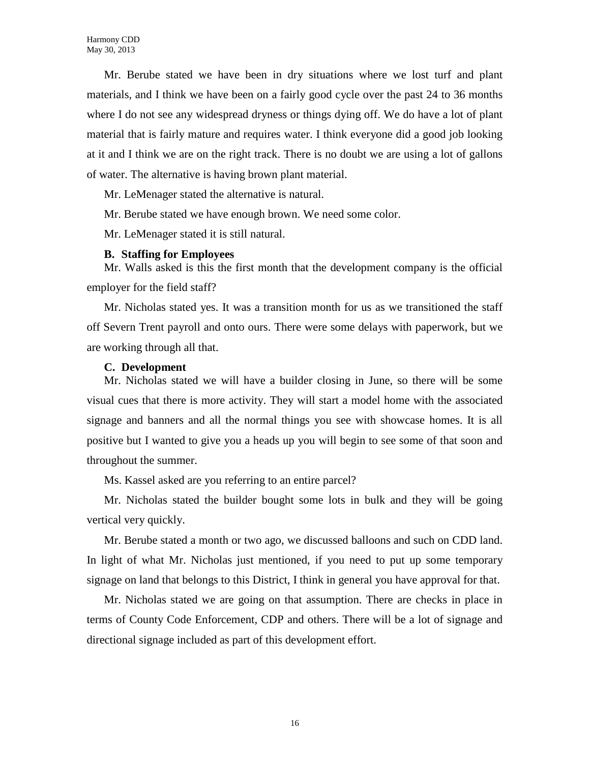Mr. Berube stated we have been in dry situations where we lost turf and plant materials, and I think we have been on a fairly good cycle over the past 24 to 36 months where I do not see any widespread dryness or things dying off. We do have a lot of plant material that is fairly mature and requires water. I think everyone did a good job looking at it and I think we are on the right track. There is no doubt we are using a lot of gallons of water. The alternative is having brown plant material.

Mr. LeMenager stated the alternative is natural.

Mr. Berube stated we have enough brown. We need some color.

Mr. LeMenager stated it is still natural.

**B. Staffing for Employees**

Mr. Walls asked is this the first month that the development company is the official employer for the field staff?

Mr. Nicholas stated yes. It was a transition month for us as we transitioned the staff off Severn Trent payroll and onto ours. There were some delays with paperwork, but we are working through all that.

**C. Development**

Mr. Nicholas stated we will have a builder closing in June, so there will be some visual cues that there is more activity. They will start a model home with the associated signage and banners and all the normal things you see with showcase homes. It is all positive but I wanted to give you a heads up you will begin to see some of that soon and throughout the summer.

Ms. Kassel asked are you referring to an entire parcel?

Mr. Nicholas stated the builder bought some lots in bulk and they will be going vertical very quickly.

Mr. Berube stated a month or two ago, we discussed balloons and such on CDD land. In light of what Mr. Nicholas just mentioned, if you need to put up some temporary signage on land that belongs to this District, I think in general you have approval for that.

Mr. Nicholas stated we are going on that assumption. There are checks in place in terms of County Code Enforcement, CDP and others. There will be a lot of signage and directional signage included as part of this development effort.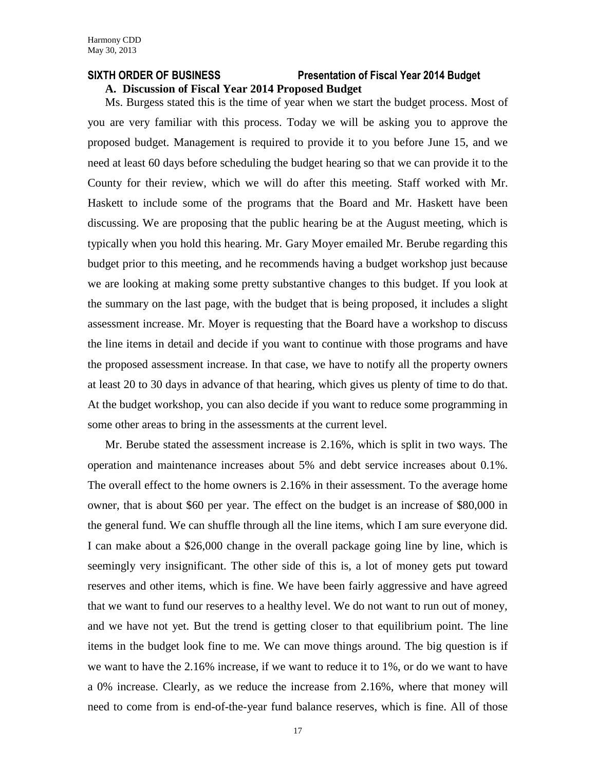## SIXTH ORDER OF BUSINESS Presentation of Fiscal Year 2014 Budget

**A. Discussion of Fiscal Year 2014 Proposed Budget**

Ms. Burgess stated this is the time of year when we start the budget process. Most of you are very familiar with this process. Today we will be asking you to approve the proposed budget. Management is required to provide it to you before June 15, and we need at least 60 days before scheduling the budget hearing so that we can provide it to the County for their review, which we will do after this meeting. Staff worked with Mr. Haskett to include some of the programs that the Board and Mr. Haskett have been discussing. We are proposing that the public hearing be at the August meeting, which is typically when you hold this hearing. Mr. Gary Moyer emailed Mr. Berube regarding this budget prior to this meeting, and he recommends having a budget workshop just because we are looking at making some pretty substantive changes to this budget. If you look at the summary on the last page, with the budget that is being proposed, it includes a slight assessment increase. Mr. Moyer is requesting that the Board have a workshop to discuss the line items in detail and decide if you want to continue with those programs and have the proposed assessment increase. In that case, we have to notify all the property owners at least 20 to 30 days in advance of that hearing, which gives us plenty of time to do that. At the budget workshop, you can also decide if you want to reduce some programming in some other areas to bring in the assessments at the current level.

Mr. Berube stated the assessment increase is 2.16%, which is split in two ways. The operation and maintenance increases about 5% and debt service increases about 0.1%. The overall effect to the home owners is 2.16% in their assessment. To the average home owner, that is about $60 per year. The effect on the budget is an increase of $80,000 in the general fund. We can shuffle through all the line items, which I am sure everyone did. I can make about a $26,000 change in the overall package going line by line, which is seemingly very insignificant. The other side of this is, a lot of money gets put toward reserves and other items, which is fine. We have been fairly aggressive and have agreed that we want to fund our reserves to a healthy level. We do not want to run out of money, and we have not yet. But the trend is getting closer to that equilibrium point. The line items in the budget look fine to me. We can move things around. The big question is if we want to have the 2.16% increase, if we want to reduce it to 1%, or do we want to have a 0% increase. Clearly, as we reduce the increase from 2.16%, where that money will need to come from is end-of-the-year fund balance reserves, which is fine. All of those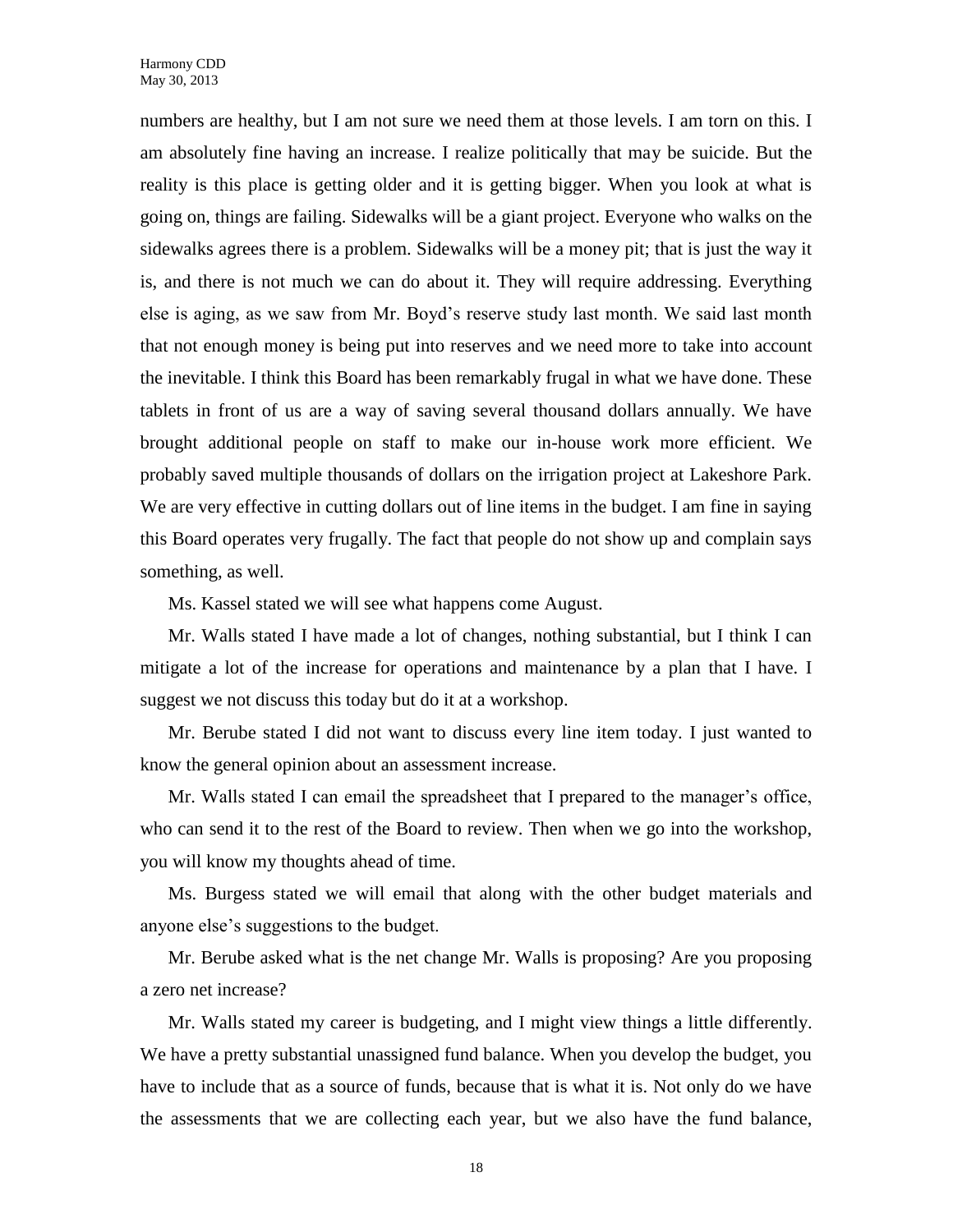numbers are healthy, but I am not sure we need them at those levels. I am torn on this. I am absolutely fine having an increase. I realize politically that may be suicide. But the reality is this place is getting older and it is getting bigger. When you look at what is going on, things are failing. Sidewalks will be a giant project. Everyone who walks on the sidewalks agrees there is a problem. Sidewalks will be a money pit; that is just the way it is, and there is not much we can do about it. They will require addressing. Everything else is aging, as we saw from Mr. Boyd's reserve study last month. We said last month that not enough money is being put into reserves and we need more to take into account the inevitable. I think this Board has been remarkably frugal in what we have done. These tablets in front of us are a way of saving several thousand dollars annually. We have brought additional people on staff to make our in-house work more efficient. We probably saved multiple thousands of dollars on the irrigation project at Lakeshore Park. We are very effective in cutting dollars out of line items in the budget. I am fine in saying this Board operates very frugally. The fact that people do not show up and complain says something, as well.

Ms. Kassel stated we will see what happens come August.

Mr. Walls stated I have made a lot of changes, nothing substantial, but I think I can mitigate a lot of the increase for operations and maintenance by a plan that I have. I suggest we not discuss this today but do it at a workshop.

Mr. Berube stated I did not want to discuss every line item today. I just wanted to know the general opinion about an assessment increase.

Mr. Walls stated I can email the spreadsheet that I prepared to the manager's office, who can send it to the rest of the Board to review. Then when we go into the workshop, you will know my thoughts ahead of time.

Ms. Burgess stated we will email that along with the other budget materials and anyone else's suggestions to the budget.

Mr. Berube asked what is the net change Mr. Walls is proposing? Are you proposing a zero net increase?

Mr. Walls stated my career is budgeting, and I might view things a little differently. We have a pretty substantial unassigned fund balance. When you develop the budget, you have to include that as a source of funds, because that is what it is. Not only do we have the assessments that we are collecting each year, but we also have the fund balance,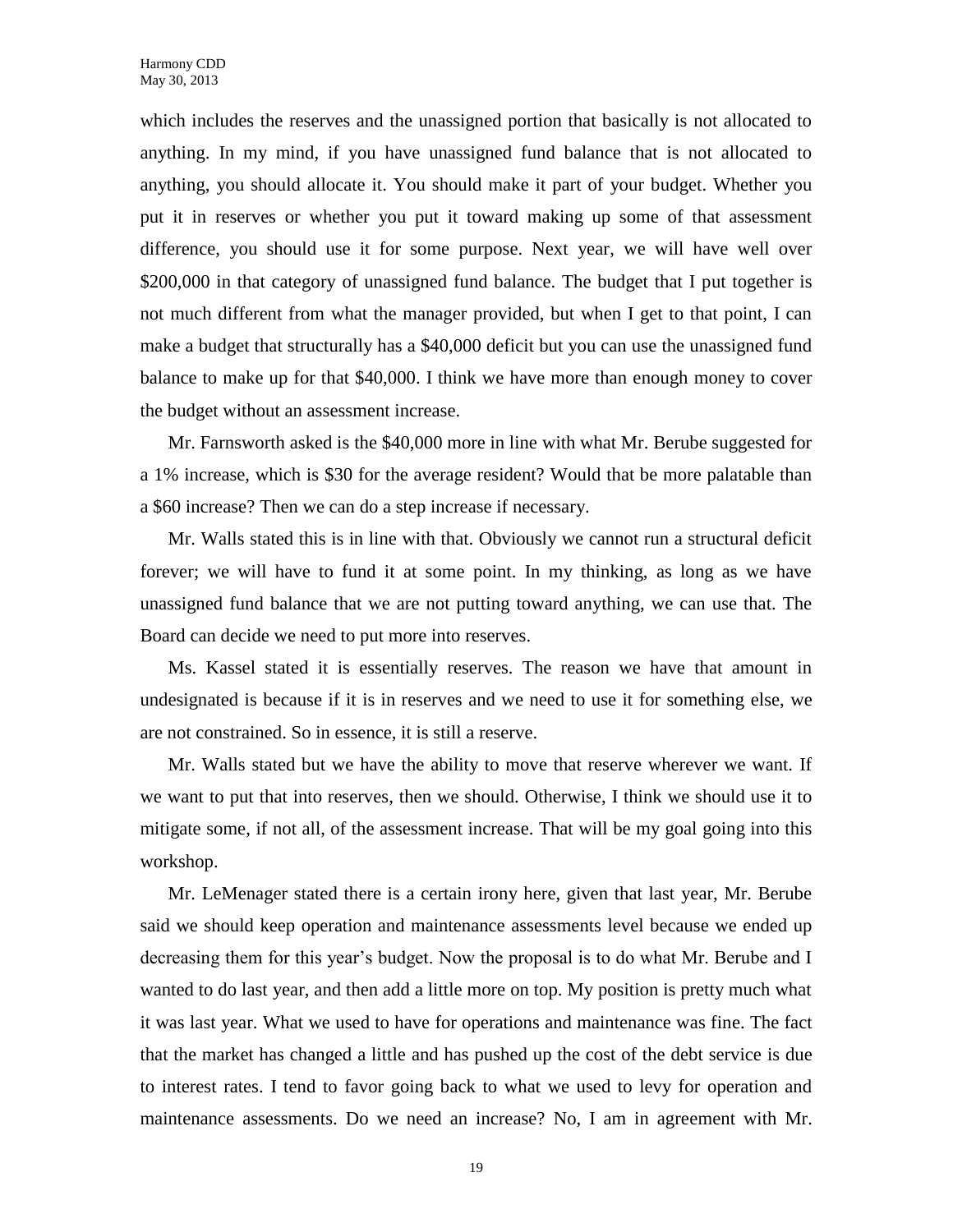which includes the reserves and the unassigned portion that basically is not allocated to anything. In my mind, if you have unassigned fund balance that is not allocated to anything, you should allocate it. You should make it part of your budget. Whether you put it in reserves or whether you put it toward making up some of that assessment difference, you should use it for some purpose. Next year, we will have well over $200,000 in that category of unassigned fund balance. The budget that I put together is not much different from what the manager provided, but when I get to that point, I can make a budget that structurally has a $40,000 deficit but you can use the unassigned fund balance to make up for that $40,000. I think we have more than enough money to cover the budget without an assessment increase.

Mr. Farnsworth asked is the $40,000 more in line with what Mr. Berube suggested for a 1% increase, which is $30 for the average resident? Would that be more palatable than a $60 increase? Then we can do a step increase if necessary.

Mr. Walls stated this is in line with that. Obviously we cannot run a structural deficit forever; we will have to fund it at some point. In my thinking, as long as we have unassigned fund balance that we are not putting toward anything, we can use that. The Board can decide we need to put more into reserves.

Ms. Kassel stated it is essentially reserves. The reason we have that amount in undesignated is because if it is in reserves and we need to use it for something else, we are not constrained. So in essence, it is still a reserve.

Mr. Walls stated but we have the ability to move that reserve wherever we want. If we want to put that into reserves, then we should. Otherwise, I think we should use it to mitigate some, if not all, of the assessment increase. That will be my goal going into this workshop.

Mr. LeMenager stated there is a certain irony here, given that last year, Mr. Berube said we should keep operation and maintenance assessments level because we ended up decreasing them for this year's budget. Now the proposal is to do what Mr. Berube and I wanted to do last year, and then add a little more on top. My position is pretty much what it was last year. What we used to have for operations and maintenance was fine. The fact that the market has changed a little and has pushed up the cost of the debt service is due to interest rates. I tend to favor going back to what we used to levy for operation and maintenance assessments. Do we need an increase? No, I am in agreement with Mr.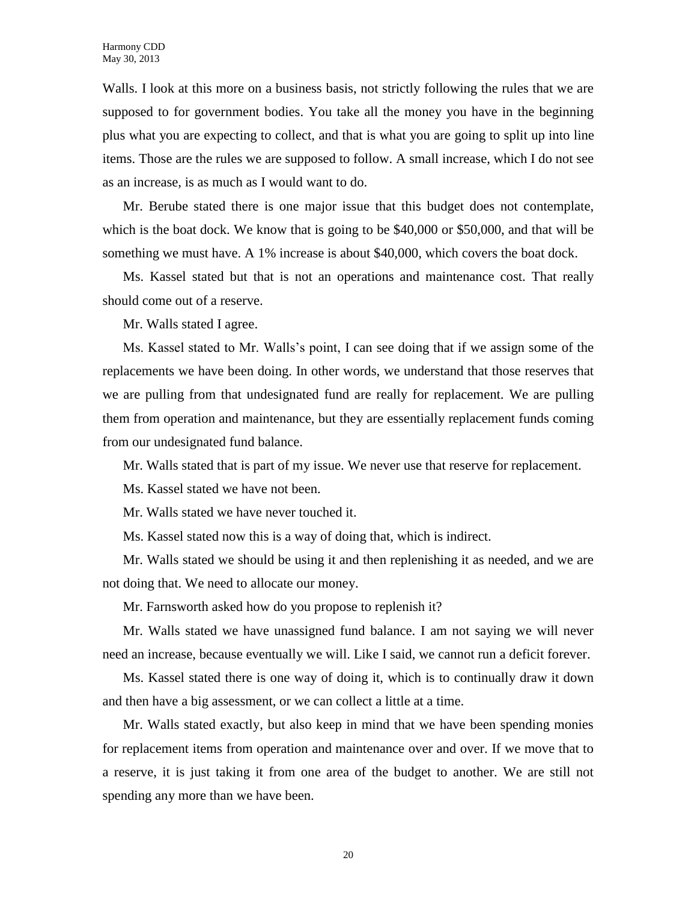Walls. I look at this more on a business basis, not strictly following the rules that we are supposed to for government bodies. You take all the money you have in the beginning plus what you are expecting to collect, and that is what you are going to split up into line items. Those are the rules we are supposed to follow. A small increase, which I do not see as an increase, is as much as I would want to do.

Mr. Berube stated there is one major issue that this budget does not contemplate, which is the boat dock. We know that is going to be $40,000 or $50,000, and that will be something we must have. A 1% increase is about $40,000, which covers the boat dock.

Ms. Kassel stated but that is not an operations and maintenance cost. That really should come out of a reserve.

Mr. Walls stated I agree.

Ms. Kassel stated to Mr. Walls's point, I can see doing that if we assign some of the replacements we have been doing. In other words, we understand that those reserves that we are pulling from that undesignated fund are really for replacement. We are pulling them from operation and maintenance, but they are essentially replacement funds coming from our undesignated fund balance.

Mr. Walls stated that is part of my issue. We never use that reserve for replacement.

Ms. Kassel stated we have not been.

Mr. Walls stated we have never touched it.

Ms. Kassel stated now this is a way of doing that, which is indirect.

Mr. Walls stated we should be using it and then replenishing it as needed, and we are not doing that. We need to allocate our money.

Mr. Farnsworth asked how do you propose to replenish it?

Mr. Walls stated we have unassigned fund balance. I am not saying we will never need an increase, because eventually we will. Like I said, we cannot run a deficit forever.

Ms. Kassel stated there is one way of doing it, which is to continually draw it down and then have a big assessment, or we can collect a little at a time.

Mr. Walls stated exactly, but also keep in mind that we have been spending monies for replacement items from operation and maintenance over and over. If we move that to a reserve, it is just taking it from one area of the budget to another. We are still not spending any more than we have been.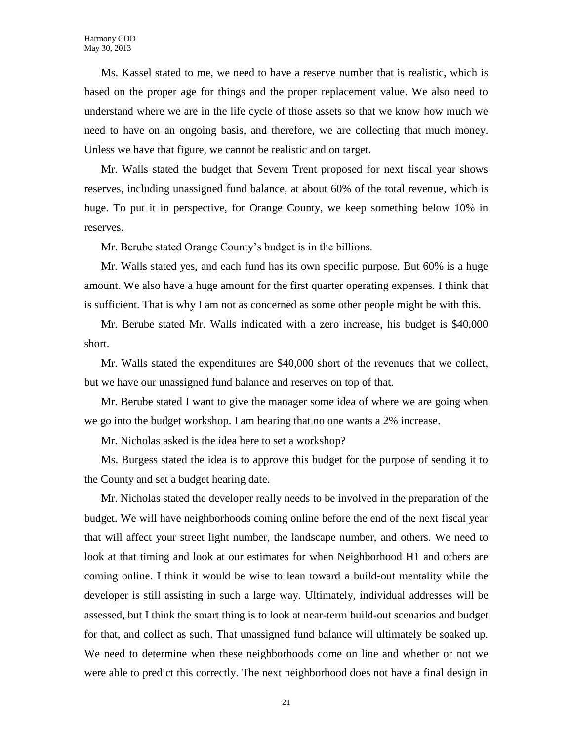Ms. Kassel stated to me, we need to have a reserve number that is realistic, which is based on the proper age for things and the proper replacement value. We also need to understand where we are in the life cycle of those assets so that we know how much we need to have on an ongoing basis, and therefore, we are collecting that much money. Unless we have that figure, we cannot be realistic and on target.

Mr. Walls stated the budget that Severn Trent proposed for next fiscal year shows reserves, including unassigned fund balance, at about 60% of the total revenue, which is huge. To put it in perspective, for Orange County, we keep something below 10% in reserves.

Mr. Berube stated Orange County's budget is in the billions.

Mr. Walls stated yes, and each fund has its own specific purpose. But 60% is a huge amount. We also have a huge amount for the first quarter operating expenses. I think that is sufficient. That is why I am not as concerned as some other people might be with this.

Mr. Berube stated Mr. Walls indicated with a zero increase, his budget is $40,000 short.

Mr. Walls stated the expenditures are $40,000 short of the revenues that we collect, but we have our unassigned fund balance and reserves on top of that.

Mr. Berube stated I want to give the manager some idea of where we are going when we go into the budget workshop. I am hearing that no one wants a 2% increase.

Mr. Nicholas asked is the idea here to set a workshop?

Ms. Burgess stated the idea is to approve this budget for the purpose of sending it to the County and set a budget hearing date.

Mr. Nicholas stated the developer really needs to be involved in the preparation of the budget. We will have neighborhoods coming online before the end of the next fiscal year that will affect your street light number, the landscape number, and others. We need to look at that timing and look at our estimates for when Neighborhood H1 and others are coming online. I think it would be wise to lean toward a build-out mentality while the developer is still assisting in such a large way. Ultimately, individual addresses will be assessed, but I think the smart thing is to look at near-term build-out scenarios and budget for that, and collect as such. That unassigned fund balance will ultimately be soaked up. We need to determine when these neighborhoods come on line and whether or not we were able to predict this correctly. The next neighborhood does not have a final design in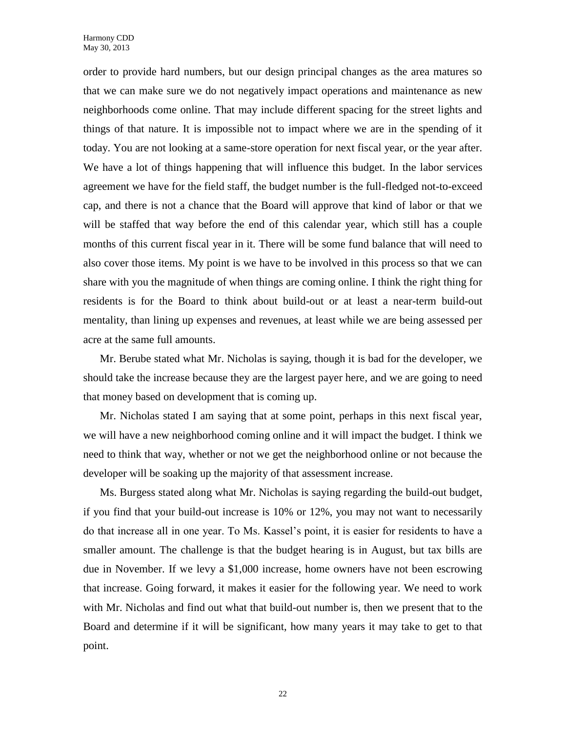order to provide hard numbers, but our design principal changes as the area matures so that we can make sure we do not negatively impact operations and maintenance as new neighborhoods come online. That may include different spacing for the street lights and things of that nature. It is impossible not to impact where we are in the spending of it today. You are not looking at a same-store operation for next fiscal year, or the year after. We have a lot of things happening that will influence this budget. In the labor services agreement we have for the field staff, the budget number is the full-fledged not-to-exceed cap, and there is not a chance that the Board will approve that kind of labor or that we will be staffed that way before the end of this calendar year, which still has a couple months of this current fiscal year in it. There will be some fund balance that will need to also cover those items. My point is we have to be involved in this process so that we can share with you the magnitude of when things are coming online. I think the right thing for residents is for the Board to think about build-out or at least a near-term build-out mentality, than lining up expenses and revenues, at least while we are being assessed per acre at the same full amounts.

Mr. Berube stated what Mr. Nicholas is saying, though it is bad for the developer, we should take the increase because they are the largest payer here, and we are going to need that money based on development that is coming up.

Mr. Nicholas stated I am saying that at some point, perhaps in this next fiscal year, we will have a new neighborhood coming online and it will impact the budget. I think we need to think that way, whether or not we get the neighborhood online or not because the developer will be soaking up the majority of that assessment increase.

Ms. Burgess stated along what Mr. Nicholas is saying regarding the build-out budget, if you find that your build-out increase is 10% or 12%, you may not want to necessarily do that increase all in one year. To Ms. Kassel's point, it is easier for residents to have a smaller amount. The challenge is that the budget hearing is in August, but tax bills are due in November. If we levy a $1,000 increase, home owners have not been escrowing that increase. Going forward, it makes it easier for the following year. We need to work with Mr. Nicholas and find out what that build-out number is, then we present that to the Board and determine if it will be significant, how many years it may take to get to that point.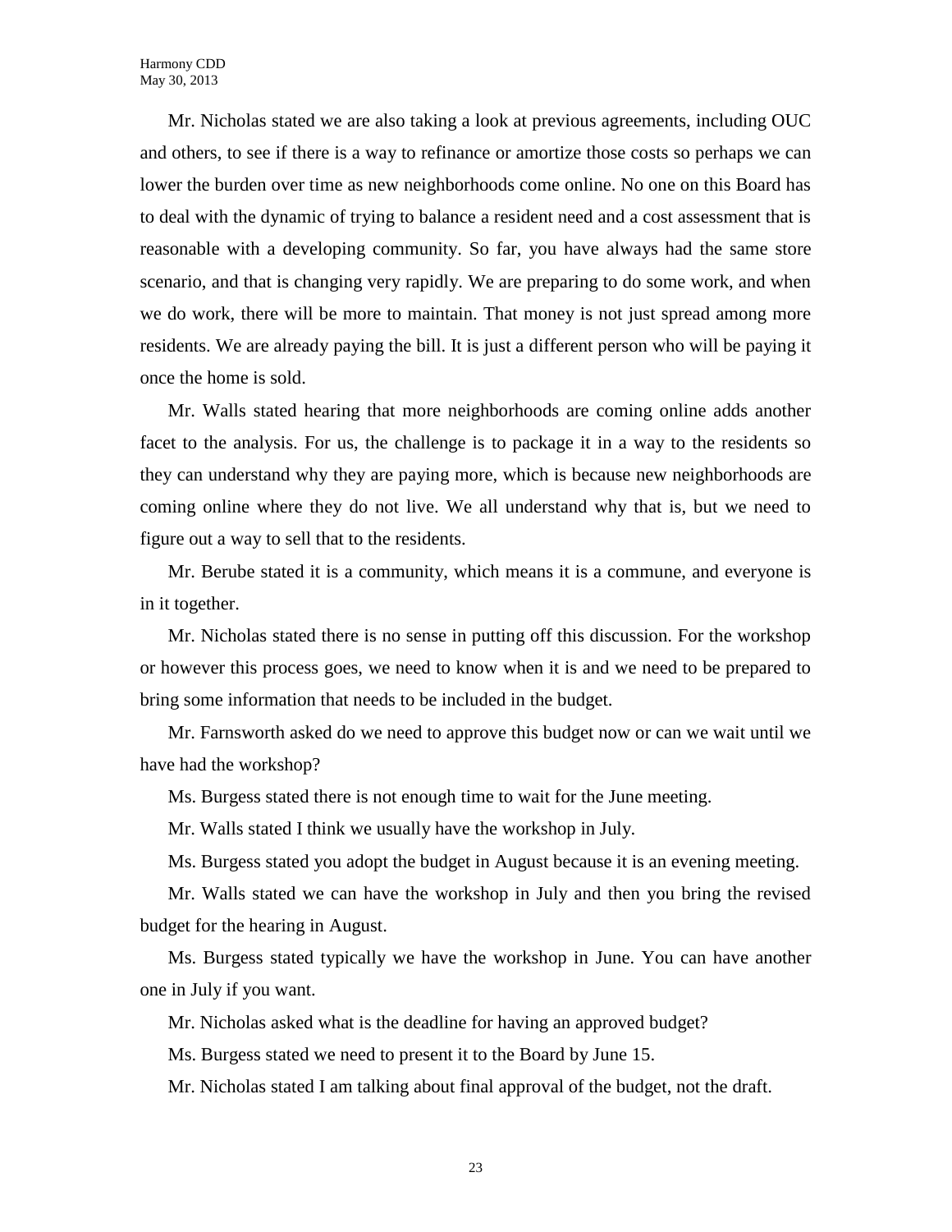Mr. Nicholas stated we are also taking a look at previous agreements, including OUC and others, to see if there is a way to refinance or amortize those costs so perhaps we can lower the burden over time as new neighborhoods come online. No one on this Board has to deal with the dynamic of trying to balance a resident need and a cost assessment that is reasonable with a developing community. So far, you have always had the same store scenario, and that is changing very rapidly. We are preparing to do some work, and when we do work, there will be more to maintain. That money is not just spread among more residents. We are already paying the bill. It is just a different person who will be paying it once the home is sold.

Mr. Walls stated hearing that more neighborhoods are coming online adds another facet to the analysis. For us, the challenge is to package it in a way to the residents so they can understand why they are paying more, which is because new neighborhoods are coming online where they do not live. We all understand why that is, but we need to figure out a way to sell that to the residents.

Mr. Berube stated it is a community, which means it is a commune, and everyone is in it together.

Mr. Nicholas stated there is no sense in putting off this discussion. For the workshop or however this process goes, we need to know when it is and we need to be prepared to bring some information that needs to be included in the budget.

Mr. Farnsworth asked do we need to approve this budget now or can we wait until we have had the workshop?

Ms. Burgess stated there is not enough time to wait for the June meeting.

Mr. Walls stated I think we usually have the workshop in July.

Ms. Burgess stated you adopt the budget in August because it is an evening meeting.

Mr. Walls stated we can have the workshop in July and then you bring the revised budget for the hearing in August.

Ms. Burgess stated typically we have the workshop in June. You can have another one in July if you want.

Mr. Nicholas asked what is the deadline for having an approved budget?

Ms. Burgess stated we need to present it to the Board by June 15.

Mr. Nicholas stated I am talking about final approval of the budget, not the draft.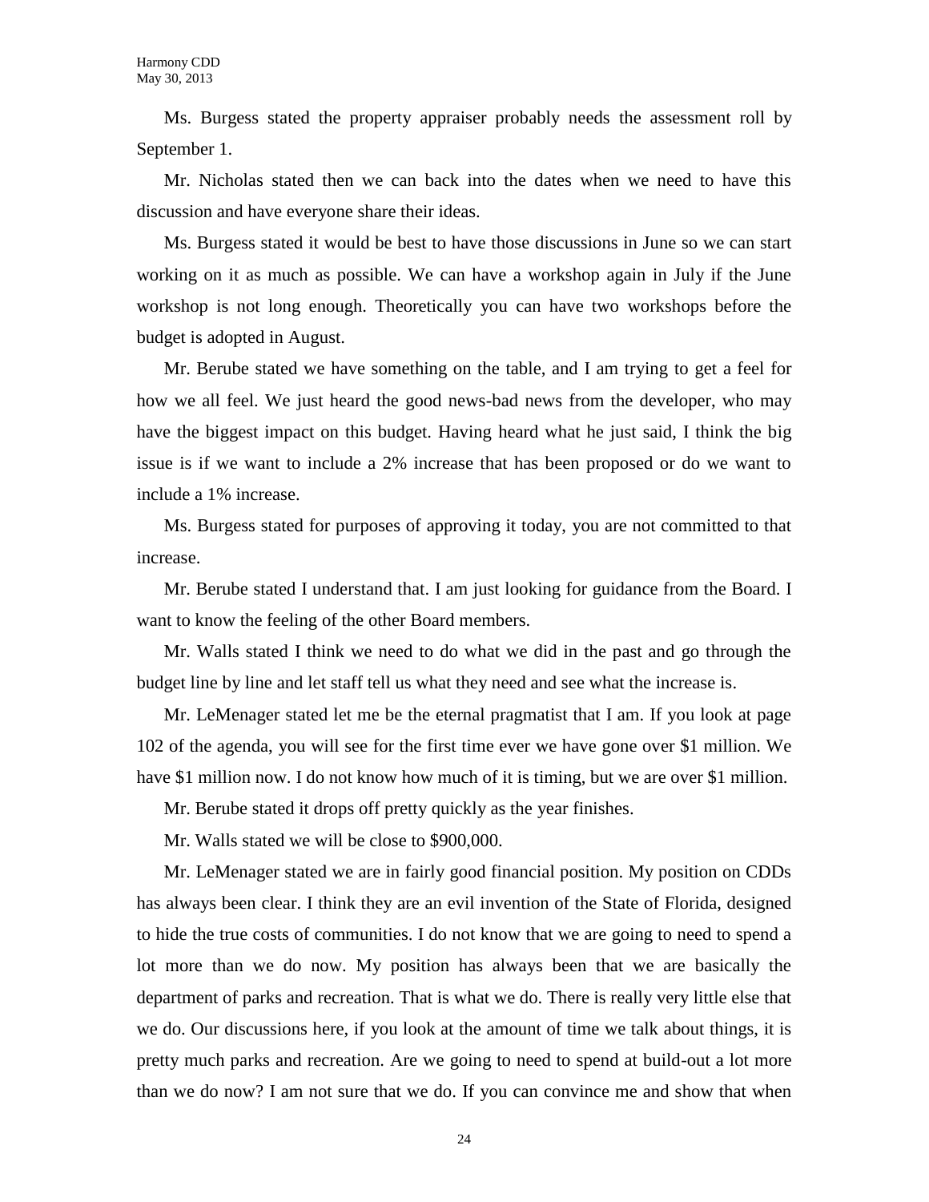Ms. Burgess stated the property appraiser probably needs the assessment roll by September 1.

Mr. Nicholas stated then we can back into the dates when we need to have this discussion and have everyone share their ideas.

Ms. Burgess stated it would be best to have those discussions in June so we can start working on it as much as possible. We can have a workshop again in July if the June workshop is not long enough. Theoretically you can have two workshops before the budget is adopted in August.

Mr. Berube stated we have something on the table, and I am trying to get a feel for how we all feel. We just heard the good news-bad news from the developer, who may have the biggest impact on this budget. Having heard what he just said, I think the big issue is if we want to include a 2% increase that has been proposed or do we want to include a 1% increase.

Ms. Burgess stated for purposes of approving it today, you are not committed to that increase.

Mr. Berube stated I understand that. I am just looking for guidance from the Board. I want to know the feeling of the other Board members.

Mr. Walls stated I think we need to do what we did in the past and go through the budget line by line and let staff tell us what they need and see what the increase is.

Mr. LeMenager stated let me be the eternal pragmatist that I am. If you look at page 102 of the agenda, you will see for the first time ever we have gone over $1 million. We have $1 million now. I do not know how much of it is timing, but we are over $1 million.

Mr. Berube stated it drops off pretty quickly as the year finishes.

Mr. Walls stated we will be close to $900,000.

Mr. LeMenager stated we are in fairly good financial position. My position on CDDs has always been clear. I think they are an evil invention of the State of Florida, designed to hide the true costs of communities. I do not know that we are going to need to spend a lot more than we do now. My position has always been that we are basically the department of parks and recreation. That is what we do. There is really very little else that we do. Our discussions here, if you look at the amount of time we talk about things, it is pretty much parks and recreation. Are we going to need to spend at build-out a lot more than we do now? I am not sure that we do. If you can convince me and show that when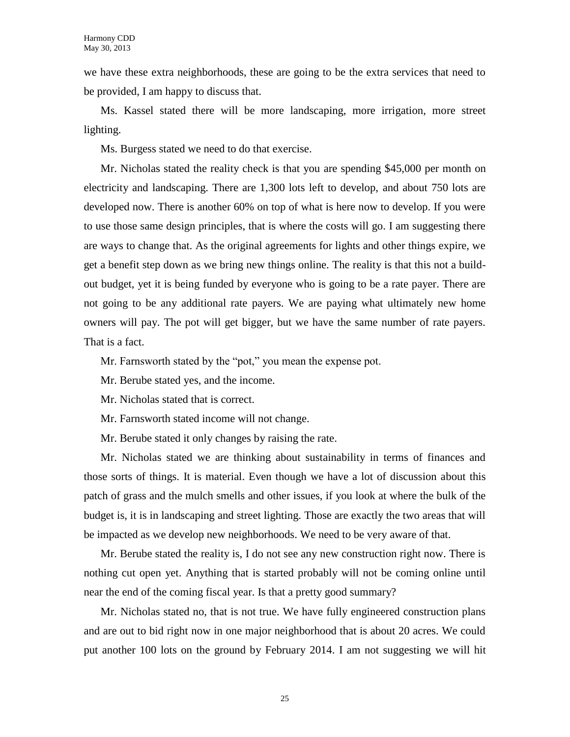we have these extra neighborhoods, these are going to be the extra services that need to be provided, I am happy to discuss that.

Ms. Kassel stated there will be more landscaping, more irrigation, more street lighting.

Ms. Burgess stated we need to do that exercise.

Mr. Nicholas stated the reality check is that you are spending $45,000 per month on electricity and landscaping. There are 1,300 lots left to develop, and about 750 lots are developed now. There is another 60% on top of what is here now to develop. If you were to use those same design principles, that is where the costs will go. I am suggesting there are ways to change that. As the original agreements for lights and other things expire, we get a benefit step down as we bring new things online. The reality is that this not a build-out budget, yet it is being funded by everyone who is going to be a rate payer. There are not going to be any additional rate payers. We are paying what ultimately new home owners will pay. The pot will get bigger, but we have the same number of rate payers. That is a fact.

Mr. Farnsworth stated by the "pot," you mean the expense pot.

Mr. Berube stated yes, and the income.

Mr. Nicholas stated that is correct.

Mr. Farnsworth stated income will not change.

Mr. Berube stated it only changes by raising the rate.

Mr. Nicholas stated we are thinking about sustainability in terms of finances and those sorts of things. It is material. Even though we have a lot of discussion about this patch of grass and the mulch smells and other issues, if you look at where the bulk of the budget is, it is in landscaping and street lighting. Those are exactly the two areas that will be impacted as we develop new neighborhoods. We need to be very aware of that.

Mr. Berube stated the reality is, I do not see any new construction right now. There is nothing cut open yet. Anything that is started probably will not be coming online until near the end of the coming fiscal year. Is that a pretty good summary?

Mr. Nicholas stated no, that is not true. We have fully engineered construction plans and are out to bid right now in one major neighborhood that is about 20 acres. We could put another 100 lots on the ground by February 2014. I am not suggesting we will hit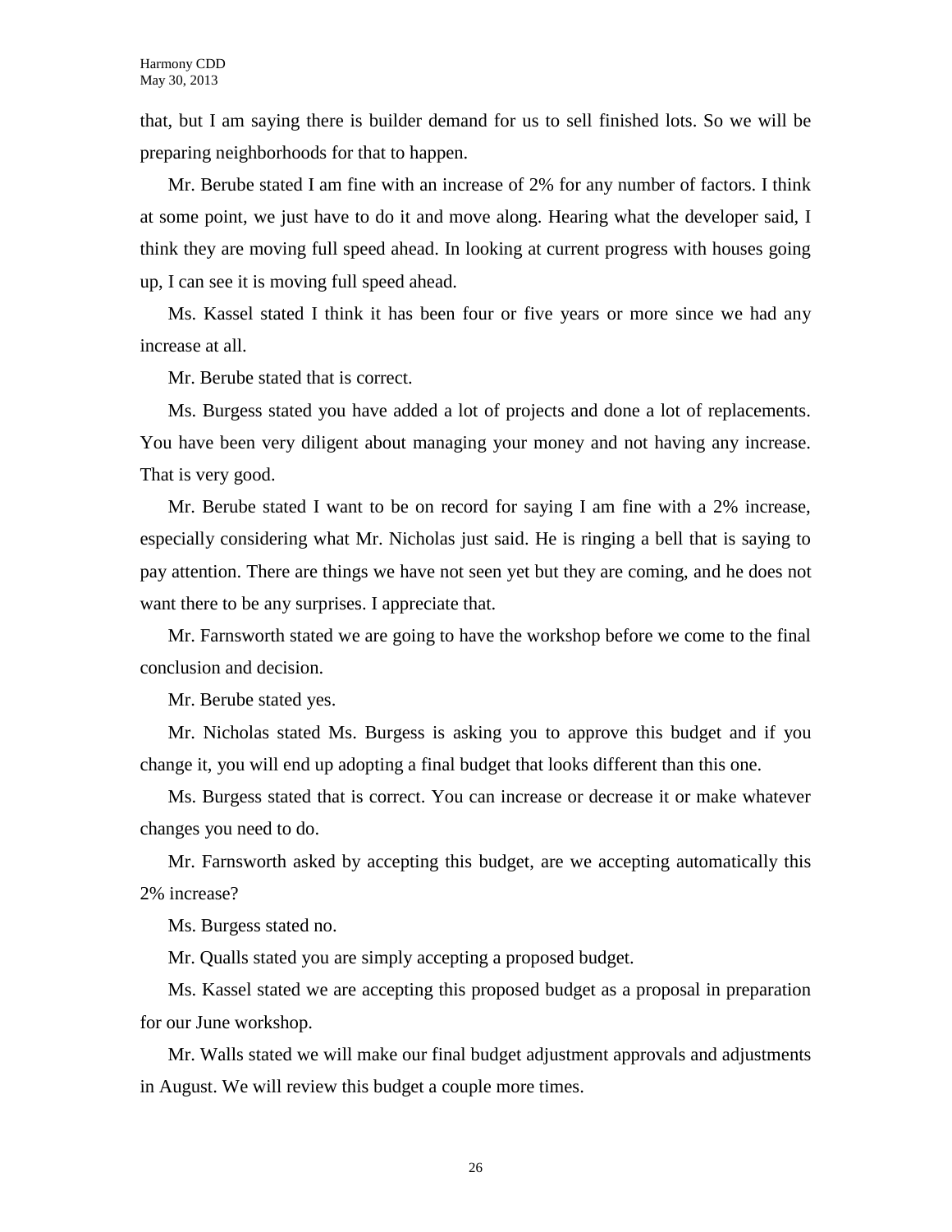that, but I am saying there is builder demand for us to sell finished lots. So we will be preparing neighborhoods for that to happen.

Mr. Berube stated I am fine with an increase of 2% for any number of factors. I think at some point, we just have to do it and move along. Hearing what the developer said, I think they are moving full speed ahead. In looking at current progress with houses going up, I can see it is moving full speed ahead.

Ms. Kassel stated I think it has been four or five years or more since we had any increase at all.

Mr. Berube stated that is correct.

Ms. Burgess stated you have added a lot of projects and done a lot of replacements. You have been very diligent about managing your money and not having any increase. That is very good.

Mr. Berube stated I want to be on record for saying I am fine with a 2% increase, especially considering what Mr. Nicholas just said. He is ringing a bell that is saying to pay attention. There are things we have not seen yet but they are coming, and he does not want there to be any surprises. I appreciate that.

Mr. Farnsworth stated we are going to have the workshop before we come to the final conclusion and decision.

Mr. Berube stated yes.

Mr. Nicholas stated Ms. Burgess is asking you to approve this budget and if you change it, you will end up adopting a final budget that looks different than this one.

Ms. Burgess stated that is correct. You can increase or decrease it or make whatever changes you need to do.

Mr. Farnsworth asked by accepting this budget, are we accepting automatically this 2% increase?

Ms. Burgess stated no.

Mr. Qualls stated you are simply accepting a proposed budget.

Ms. Kassel stated we are accepting this proposed budget as a proposal in preparation for our June workshop.

Mr. Walls stated we will make our final budget adjustment approvals and adjustments in August. We will review this budget a couple more times.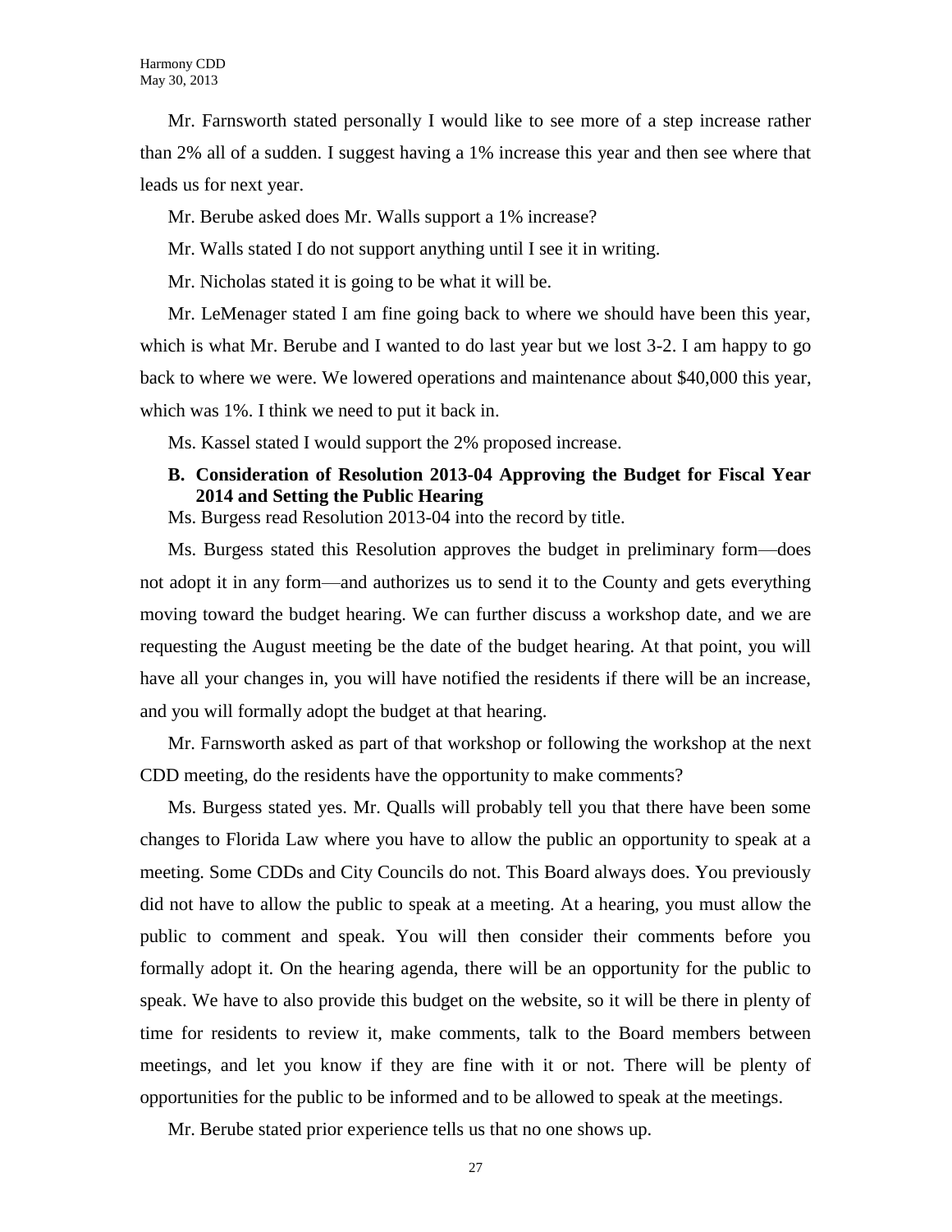Mr. Farnsworth stated personally I would like to see more of a step increase rather than 2% all of a sudden. I suggest having a 1% increase this year and then see where that leads us for next year.

Mr. Berube asked does Mr. Walls support a 1% increase?

Mr. Walls stated I do not support anything until I see it in writing.

Mr. Nicholas stated it is going to be what it will be.

Mr. LeMenager stated I am fine going back to where we should have been this year, which is what Mr. Berube and I wanted to do last year but we lost 3-2. I am happy to go back to where we were. We lowered operations and maintenance about $40,000 this year, which was 1%. I think we need to put it back in.

Ms. Kassel stated I would support the 2% proposed increase.

**B. Consideration of Resolution 2013-04 Approving the Budget for Fiscal Year 2014 and Setting the Public Hearing**

Ms. Burgess read Resolution 2013-04 into the record by title.

Ms. Burgess stated this Resolution approves the budget in preliminary form—does not adopt it in any form—and authorizes us to send it to the County and gets everything moving toward the budget hearing. We can further discuss a workshop date, and we are requesting the August meeting be the date of the budget hearing. At that point, you will have all your changes in, you will have notified the residents if there will be an increase, and you will formally adopt the budget at that hearing.

Mr. Farnsworth asked as part of that workshop or following the workshop at the next CDD meeting, do the residents have the opportunity to make comments?

Ms. Burgess stated yes. Mr. Qualls will probably tell you that there have been some changes to Florida Law where you have to allow the public an opportunity to speak at a meeting. Some CDDs and City Councils do not. This Board always does. You previously did not have to allow the public to speak at a meeting. At a hearing, you must allow the public to comment and speak. You will then consider their comments before you formally adopt it. On the hearing agenda, there will be an opportunity for the public to speak. We have to also provide this budget on the website, so it will be there in plenty of time for residents to review it, make comments, talk to the Board members between meetings, and let you know if they are fine with it or not. There will be plenty of opportunities for the public to be informed and to be allowed to speak at the meetings.

Mr. Berube stated prior experience tells us that no one shows up.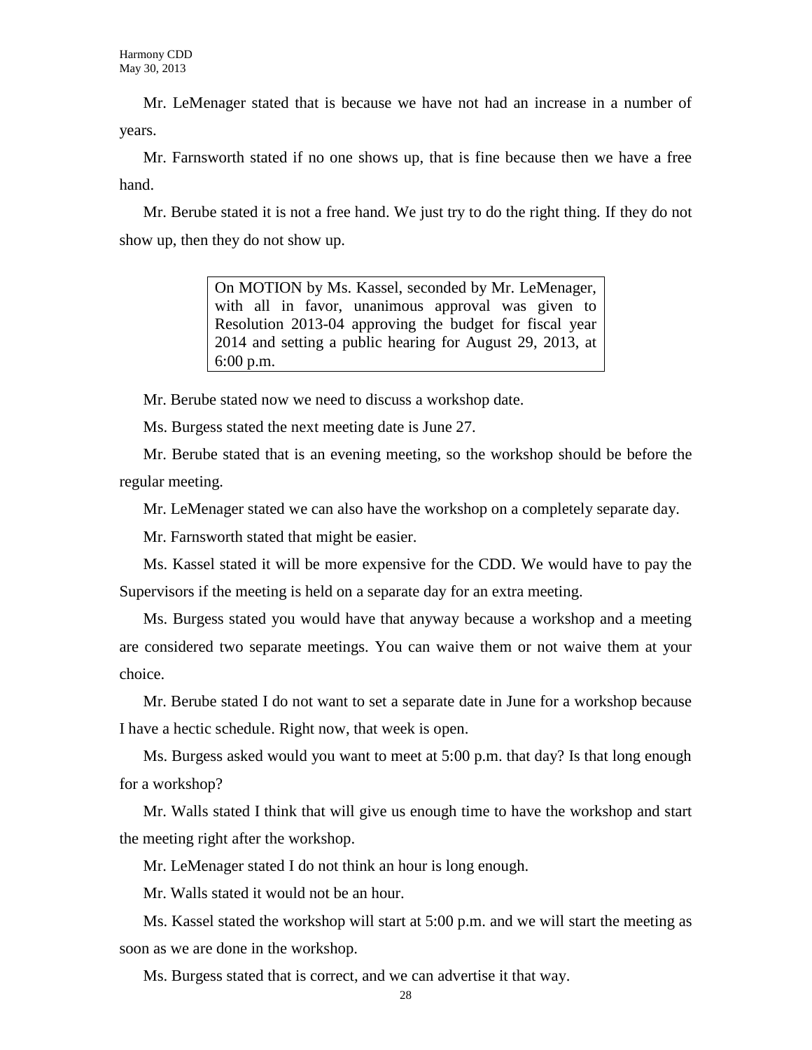Mr. LeMenager stated that is because we have not had an increase in a number of years.

Mr. Farnsworth stated if no one shows up, that is fine because then we have a free hand.

Mr. Berube stated it is not a free hand. We just try to do the right thing. If they do not show up, then they do not show up.

> On MOTION by Ms. Kassel, seconded by Mr. LeMenager, with all in favor, unanimous approval was given to Resolution 2013-04 approving the budget for fiscal year 2014 and setting a public hearing for August 29, 2013, at 6:00 p.m.

Mr. Berube stated now we need to discuss a workshop date.

Ms. Burgess stated the next meeting date is June 27.

Mr. Berube stated that is an evening meeting, so the workshop should be before the regular meeting.

Mr. LeMenager stated we can also have the workshop on a completely separate day.

Mr. Farnsworth stated that might be easier.

Ms. Kassel stated it will be more expensive for the CDD. We would have to pay the Supervisors if the meeting is held on a separate day for an extra meeting.

Ms. Burgess stated you would have that anyway because a workshop and a meeting are considered two separate meetings. You can waive them or not waive them at your choice.

Mr. Berube stated I do not want to set a separate date in June for a workshop because I have a hectic schedule. Right now, that week is open.

Ms. Burgess asked would you want to meet at 5:00 p.m. that day? Is that long enough for a workshop?

Mr. Walls stated I think that will give us enough time to have the workshop and start the meeting right after the workshop.

Mr. LeMenager stated I do not think an hour is long enough.

Mr. Walls stated it would not be an hour.

Ms. Kassel stated the workshop will start at 5:00 p.m. and we will start the meeting as soon as we are done in the workshop.

Ms. Burgess stated that is correct, and we can advertise it that way.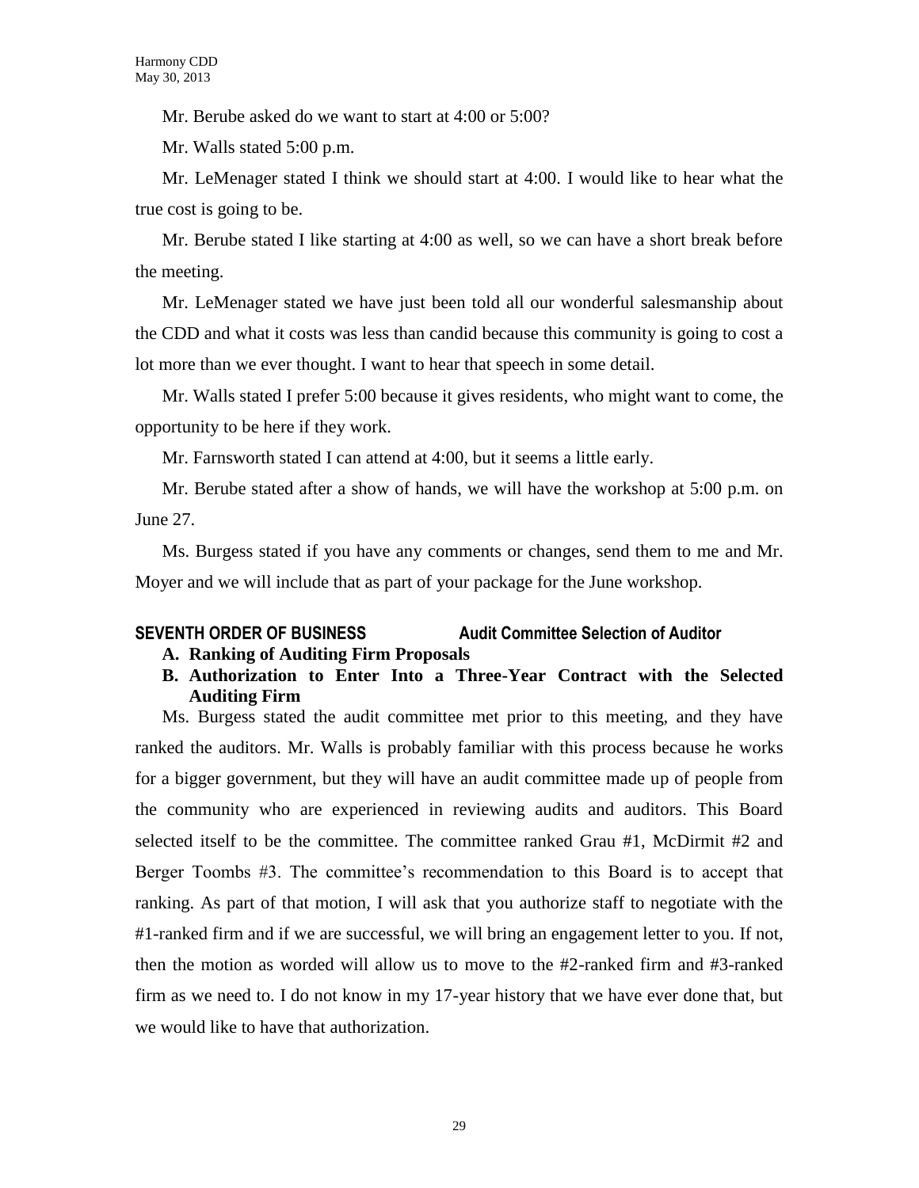Mr. Berube asked do we want to start at 4:00 or 5:00?

Mr. Walls stated 5:00 p.m.

Mr. LeMenager stated I think we should start at 4:00. I would like to hear what the true cost is going to be.

Mr. Berube stated I like starting at 4:00 as well, so we can have a short break before the meeting.

Mr. LeMenager stated we have just been told all our wonderful salesmanship about the CDD and what it costs was less than candid because this community is going to cost a lot more than we ever thought. I want to hear that speech in some detail.

Mr. Walls stated I prefer 5:00 because it gives residents, who might want to come, the opportunity to be here if they work.

Mr. Farnsworth stated I can attend at 4:00, but it seems a little early.

Mr. Berube stated after a show of hands, we will have the workshop at 5:00 p.m. on June 27.

Ms. Burgess stated if you have any comments or changes, send them to me and Mr. Moyer and we will include that as part of your package for the June workshop.

## SEVENTH ORDER OF BUSINESS — Audit Committee Selection of Auditor

**A. Ranking of Auditing Firm Proposals**

**B. Authorization to Enter Into a Three-Year Contract with the Selected Auditing Firm**

Ms. Burgess stated the audit committee met prior to this meeting, and they have ranked the auditors. Mr. Walls is probably familiar with this process because he works for a bigger government, but they will have an audit committee made up of people from the community who are experienced in reviewing audits and auditors. This Board selected itself to be the committee. The committee ranked Grau #1, McDirmit #2 and Berger Toombs #3. The committee's recommendation to this Board is to accept that ranking. As part of that motion, I will ask that you authorize staff to negotiate with the #1-ranked firm and if we are successful, we will bring an engagement letter to you. If not, then the motion as worded will allow us to move to the #2-ranked firm and #3-ranked firm as we need to. I do not know in my 17-year history that we have ever done that, but we would like to have that authorization.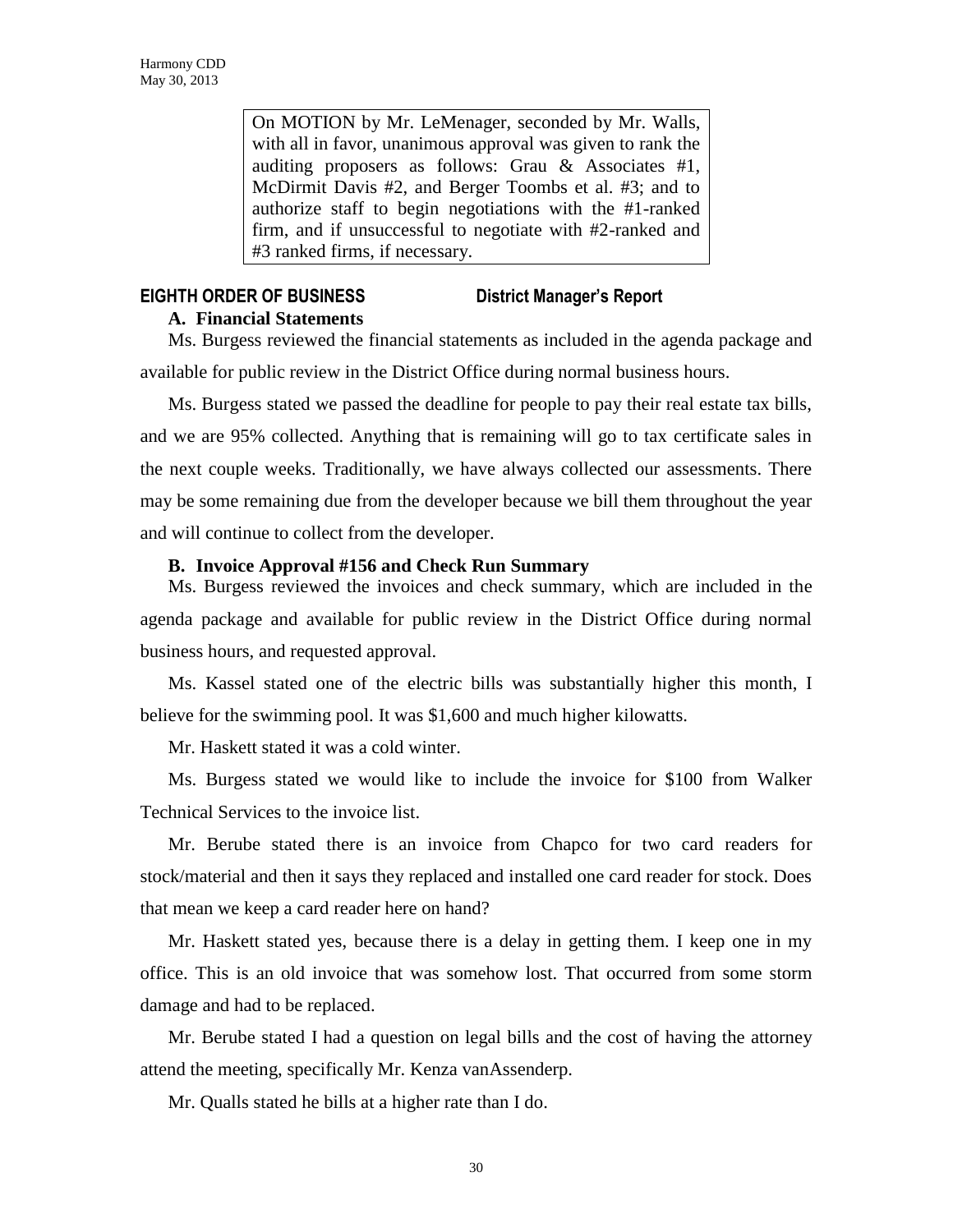On MOTION by Mr. LeMenager, seconded by Mr. Walls, with all in favor, unanimous approval was given to rank the auditing proposers as follows: Grau & Associates #1, McDirmit Davis #2, and Berger Toombs et al. #3; and to authorize staff to begin negotiations with the #1-ranked firm, and if unsuccessful to negotiate with #2-ranked and #3 ranked firms, if necessary.

## EIGHTH ORDER OF BUSINESS District Manager's Report

### A. Financial Statements

Ms. Burgess reviewed the financial statements as included in the agenda package and available for public review in the District Office during normal business hours.

Ms. Burgess stated we passed the deadline for people to pay their real estate tax bills, and we are 95% collected. Anything that is remaining will go to tax certificate sales in the next couple weeks. Traditionally, we have always collected our assessments. There may be some remaining due from the developer because we bill them throughout the year and will continue to collect from the developer.

### B. Invoice Approval #156 and Check Run Summary

Ms. Burgess reviewed the invoices and check summary, which are included in the agenda package and available for public review in the District Office during normal business hours, and requested approval.

Ms. Kassel stated one of the electric bills was substantially higher this month, I believe for the swimming pool. It was $1,600 and much higher kilowatts.

Mr. Haskett stated it was a cold winter.

Ms. Burgess stated we would like to include the invoice for $100 from Walker Technical Services to the invoice list.

Mr. Berube stated there is an invoice from Chapco for two card readers for stock/material and then it says they replaced and installed one card reader for stock. Does that mean we keep a card reader here on hand?

Mr. Haskett stated yes, because there is a delay in getting them. I keep one in my office. This is an old invoice that was somehow lost. That occurred from some storm damage and had to be replaced.

Mr. Berube stated I had a question on legal bills and the cost of having the attorney attend the meeting, specifically Mr. Kenza vanAssenderp.

Mr. Qualls stated he bills at a higher rate than I do.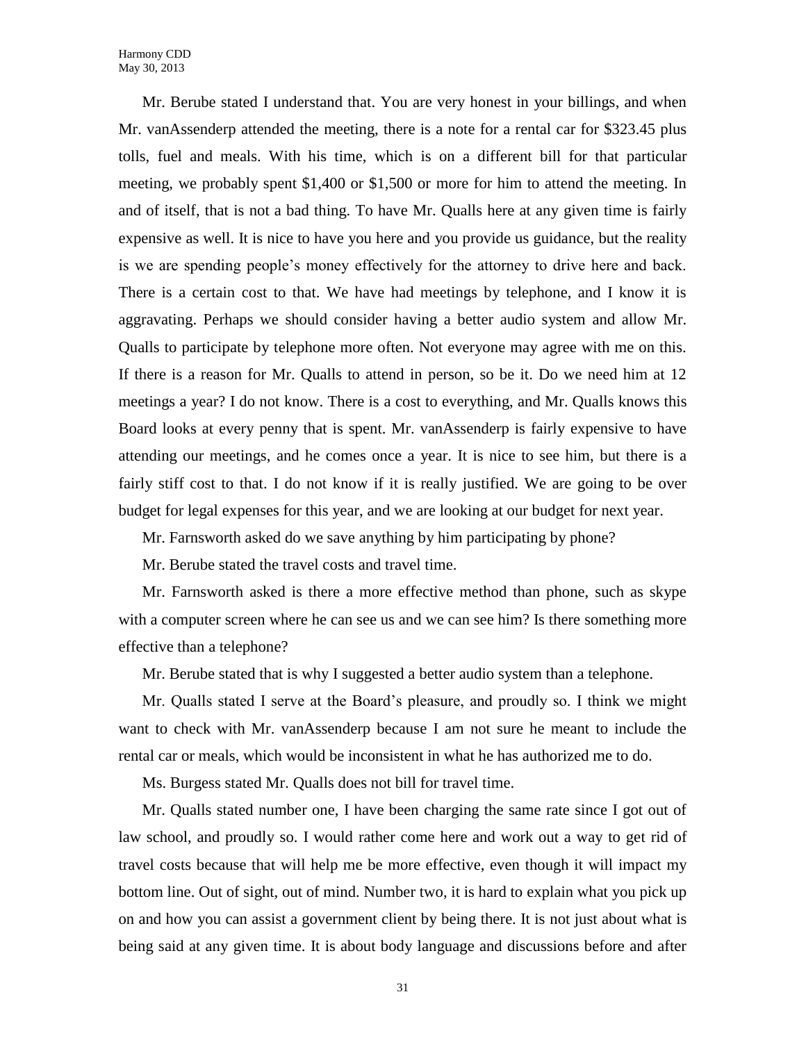Mr. Berube stated I understand that. You are very honest in your billings, and when Mr. vanAssenderp attended the meeting, there is a note for a rental car for $323.45 plus tolls, fuel and meals. With his time, which is on a different bill for that particular meeting, we probably spent $1,400 or $1,500 or more for him to attend the meeting. In and of itself, that is not a bad thing. To have Mr. Qualls here at any given time is fairly expensive as well. It is nice to have you here and you provide us guidance, but the reality is we are spending people's money effectively for the attorney to drive here and back. There is a certain cost to that. We have had meetings by telephone, and I know it is aggravating. Perhaps we should consider having a better audio system and allow Mr. Qualls to participate by telephone more often. Not everyone may agree with me on this. If there is a reason for Mr. Qualls to attend in person, so be it. Do we need him at 12 meetings a year? I do not know. There is a cost to everything, and Mr. Qualls knows this Board looks at every penny that is spent. Mr. vanAssenderp is fairly expensive to have attending our meetings, and he comes once a year. It is nice to see him, but there is a fairly stiff cost to that. I do not know if it is really justified. We are going to be over budget for legal expenses for this year, and we are looking at our budget for next year.

Mr. Farnsworth asked do we save anything by him participating by phone?

Mr. Berube stated the travel costs and travel time.

Mr. Farnsworth asked is there a more effective method than phone, such as skype with a computer screen where he can see us and we can see him? Is there something more effective than a telephone?

Mr. Berube stated that is why I suggested a better audio system than a telephone.

Mr. Qualls stated I serve at the Board's pleasure, and proudly so. I think we might want to check with Mr. vanAssenderp because I am not sure he meant to include the rental car or meals, which would be inconsistent in what he has authorized me to do.

Ms. Burgess stated Mr. Qualls does not bill for travel time.

Mr. Qualls stated number one, I have been charging the same rate since I got out of law school, and proudly so. I would rather come here and work out a way to get rid of travel costs because that will help me be more effective, even though it will impact my bottom line. Out of sight, out of mind. Number two, it is hard to explain what you pick up on and how you can assist a government client by being there. It is not just about what is being said at any given time. It is about body language and discussions before and after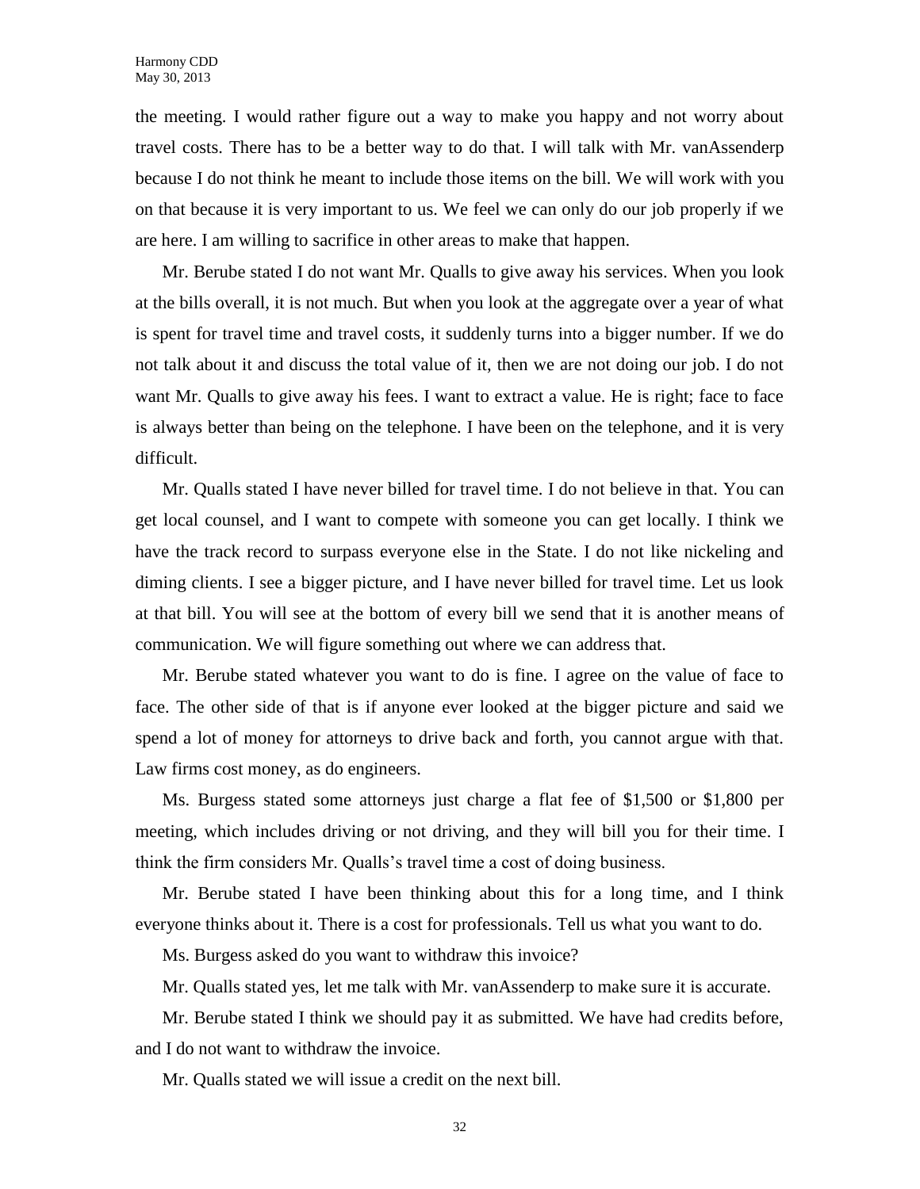the meeting. I would rather figure out a way to make you happy and not worry about travel costs. There has to be a better way to do that. I will talk with Mr. vanAssenderp because I do not think he meant to include those items on the bill. We will work with you on that because it is very important to us. We feel we can only do our job properly if we are here. I am willing to sacrifice in other areas to make that happen.

Mr. Berube stated I do not want Mr. Qualls to give away his services. When you look at the bills overall, it is not much. But when you look at the aggregate over a year of what is spent for travel time and travel costs, it suddenly turns into a bigger number. If we do not talk about it and discuss the total value of it, then we are not doing our job. I do not want Mr. Qualls to give away his fees. I want to extract a value. He is right; face to face is always better than being on the telephone. I have been on the telephone, and it is very difficult.

Mr. Qualls stated I have never billed for travel time. I do not believe in that. You can get local counsel, and I want to compete with someone you can get locally. I think we have the track record to surpass everyone else in the State. I do not like nickeling and diming clients. I see a bigger picture, and I have never billed for travel time. Let us look at that bill. You will see at the bottom of every bill we send that it is another means of communication. We will figure something out where we can address that.

Mr. Berube stated whatever you want to do is fine. I agree on the value of face to face. The other side of that is if anyone ever looked at the bigger picture and said we spend a lot of money for attorneys to drive back and forth, you cannot argue with that. Law firms cost money, as do engineers.

Ms. Burgess stated some attorneys just charge a flat fee of $1,500 or $1,800 per meeting, which includes driving or not driving, and they will bill you for their time. I think the firm considers Mr. Qualls's travel time a cost of doing business.

Mr. Berube stated I have been thinking about this for a long time, and I think everyone thinks about it. There is a cost for professionals. Tell us what you want to do.

Ms. Burgess asked do you want to withdraw this invoice?

Mr. Qualls stated yes, let me talk with Mr. vanAssenderp to make sure it is accurate.

Mr. Berube stated I think we should pay it as submitted. We have had credits before, and I do not want to withdraw the invoice.

Mr. Qualls stated we will issue a credit on the next bill.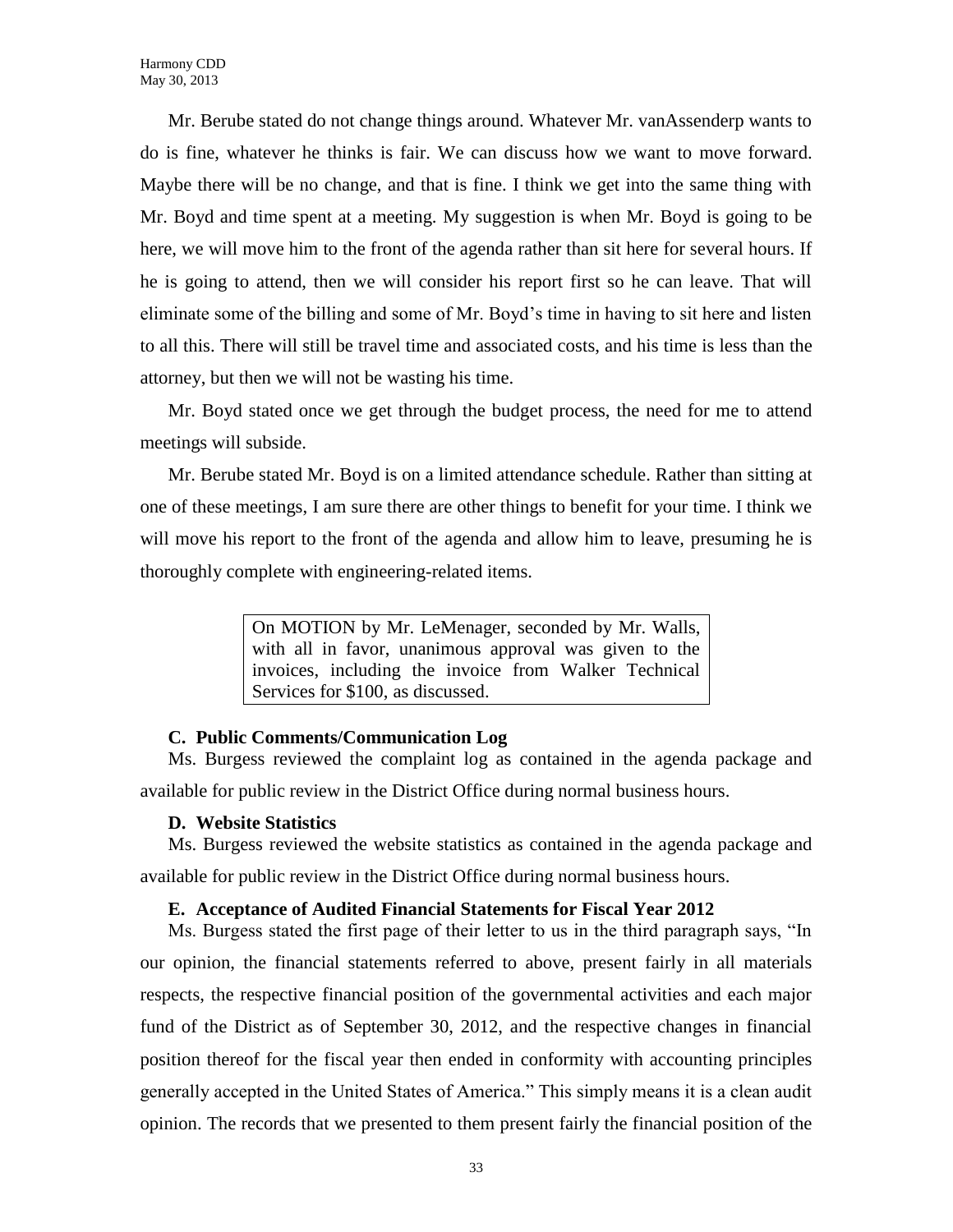Mr. Berube stated do not change things around. Whatever Mr. vanAssenderp wants to do is fine, whatever he thinks is fair. We can discuss how we want to move forward. Maybe there will be no change, and that is fine. I think we get into the same thing with Mr. Boyd and time spent at a meeting. My suggestion is when Mr. Boyd is going to be here, we will move him to the front of the agenda rather than sit here for several hours. If he is going to attend, then we will consider his report first so he can leave. That will eliminate some of the billing and some of Mr. Boyd's time in having to sit here and listen to all this. There will still be travel time and associated costs, and his time is less than the attorney, but then we will not be wasting his time.

Mr. Boyd stated once we get through the budget process, the need for me to attend meetings will subside.

Mr. Berube stated Mr. Boyd is on a limited attendance schedule. Rather than sitting at one of these meetings, I am sure there are other things to benefit for your time. I think we will move his report to the front of the agenda and allow him to leave, presuming he is thoroughly complete with engineering-related items.

> On MOTION by Mr. LeMenager, seconded by Mr. Walls, with all in favor, unanimous approval was given to the invoices, including the invoice from Walker Technical Services for $100, as discussed.

**C. Public Comments/Communication Log**

Ms. Burgess reviewed the complaint log as contained in the agenda package and available for public review in the District Office during normal business hours.

**D. Website Statistics**

Ms. Burgess reviewed the website statistics as contained in the agenda package and available for public review in the District Office during normal business hours.

**E. Acceptance of Audited Financial Statements for Fiscal Year 2012**

Ms. Burgess stated the first page of their letter to us in the third paragraph says, "In our opinion, the financial statements referred to above, present fairly in all materials respects, the respective financial position of the governmental activities and each major fund of the District as of September 30, 2012, and the respective changes in financial position thereof for the fiscal year then ended in conformity with accounting principles generally accepted in the United States of America." This simply means it is a clean audit opinion. The records that we presented to them present fairly the financial position of the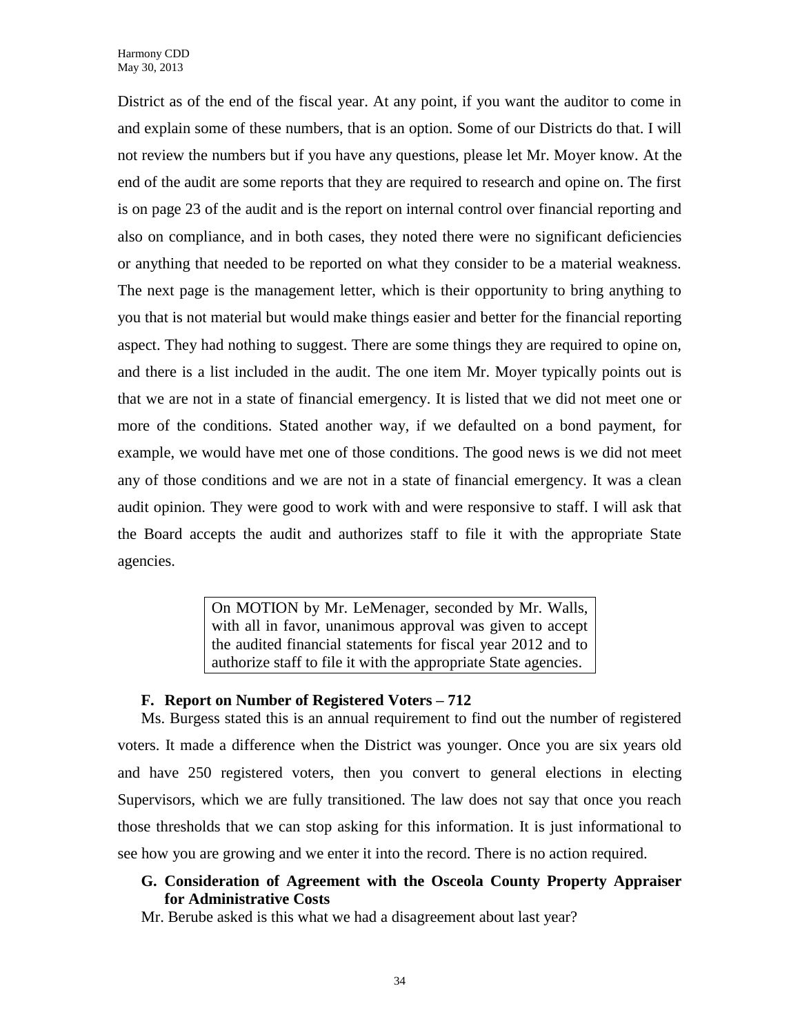District as of the end of the fiscal year. At any point, if you want the auditor to come in and explain some of these numbers, that is an option. Some of our Districts do that. I will not review the numbers but if you have any questions, please let Mr. Moyer know. At the end of the audit are some reports that they are required to research and opine on. The first is on page 23 of the audit and is the report on internal control over financial reporting and also on compliance, and in both cases, they noted there were no significant deficiencies or anything that needed to be reported on what they consider to be a material weakness. The next page is the management letter, which is their opportunity to bring anything to you that is not material but would make things easier and better for the financial reporting aspect. They had nothing to suggest. There are some things they are required to opine on, and there is a list included in the audit. The one item Mr. Moyer typically points out is that we are not in a state of financial emergency. It is listed that we did not meet one or more of the conditions. Stated another way, if we defaulted on a bond payment, for example, we would have met one of those conditions. The good news is we did not meet any of those conditions and we are not in a state of financial emergency. It was a clean audit opinion. They were good to work with and were responsive to staff. I will ask that the Board accepts the audit and authorizes staff to file it with the appropriate State agencies.

> On MOTION by Mr. LeMenager, seconded by Mr. Walls, with all in favor, unanimous approval was given to accept the audited financial statements for fiscal year 2012 and to authorize staff to file it with the appropriate State agencies.

**F. Report on Number of Registered Voters – 712**

Ms. Burgess stated this is an annual requirement to find out the number of registered voters. It made a difference when the District was younger. Once you are six years old and have 250 registered voters, then you convert to general elections in electing Supervisors, which we are fully transitioned. The law does not say that once you reach those thresholds that we can stop asking for this information. It is just informational to see how you are growing and we enter it into the record. There is no action required.

**G. Consideration of Agreement with the Osceola County Property Appraiser for Administrative Costs**

Mr. Berube asked is this what we had a disagreement about last year?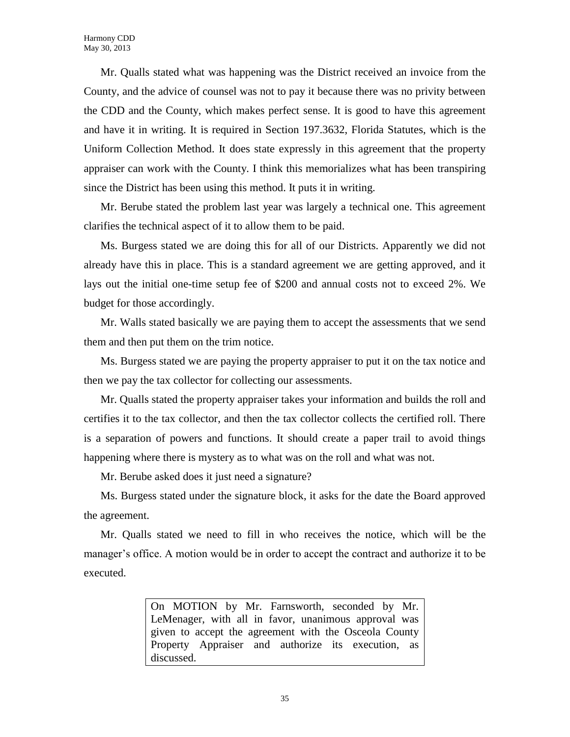Mr. Qualls stated what was happening was the District received an invoice from the County, and the advice of counsel was not to pay it because there was no privity between the CDD and the County, which makes perfect sense. It is good to have this agreement and have it in writing. It is required in Section 197.3632, Florida Statutes, which is the Uniform Collection Method. It does state expressly in this agreement that the property appraiser can work with the County. I think this memorializes what has been transpiring since the District has been using this method. It puts it in writing.

Mr. Berube stated the problem last year was largely a technical one. This agreement clarifies the technical aspect of it to allow them to be paid.

Ms. Burgess stated we are doing this for all of our Districts. Apparently we did not already have this in place. This is a standard agreement we are getting approved, and it lays out the initial one-time setup fee of $200 and annual costs not to exceed 2%. We budget for those accordingly.

Mr. Walls stated basically we are paying them to accept the assessments that we send them and then put them on the trim notice.

Ms. Burgess stated we are paying the property appraiser to put it on the tax notice and then we pay the tax collector for collecting our assessments.

Mr. Qualls stated the property appraiser takes your information and builds the roll and certifies it to the tax collector, and then the tax collector collects the certified roll. There is a separation of powers and functions. It should create a paper trail to avoid things happening where there is mystery as to what was on the roll and what was not.

Mr. Berube asked does it just need a signature?

Ms. Burgess stated under the signature block, it asks for the date the Board approved the agreement.

Mr. Qualls stated we need to fill in who receives the notice, which will be the manager's office. A motion would be in order to accept the contract and authorize it to be executed.

> On MOTION by Mr. Farnsworth, seconded by Mr. LeMenager, with all in favor, unanimous approval was given to accept the agreement with the Osceola County Property Appraiser and authorize its execution, as discussed.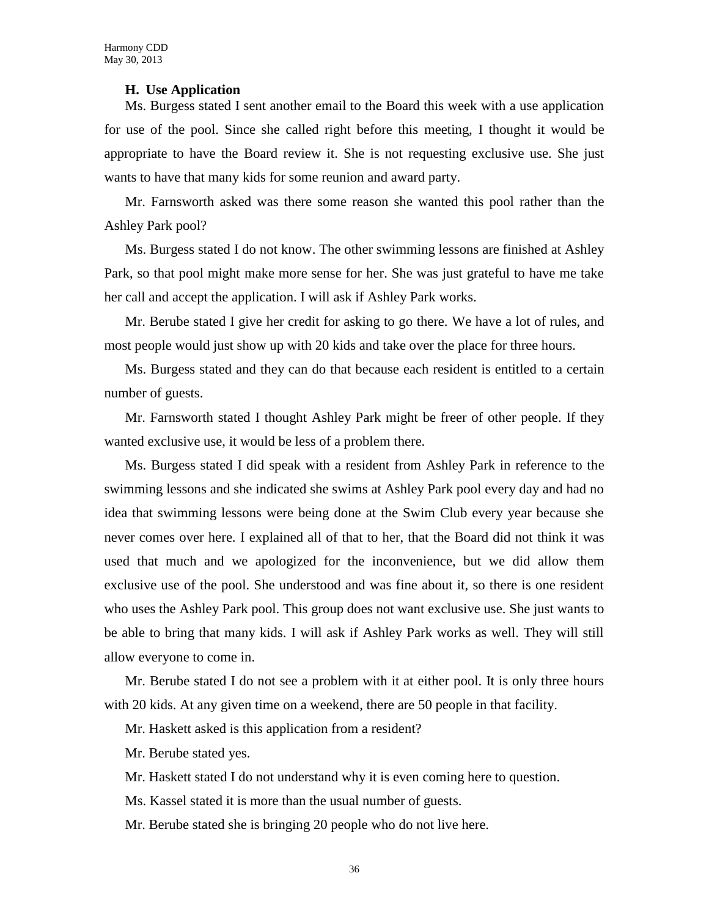### H. Use Application

Ms. Burgess stated I sent another email to the Board this week with a use application for use of the pool. Since she called right before this meeting, I thought it would be appropriate to have the Board review it. She is not requesting exclusive use. She just wants to have that many kids for some reunion and award party.

Mr. Farnsworth asked was there some reason she wanted this pool rather than the Ashley Park pool?

Ms. Burgess stated I do not know. The other swimming lessons are finished at Ashley Park, so that pool might make more sense for her. She was just grateful to have me take her call and accept the application. I will ask if Ashley Park works.

Mr. Berube stated I give her credit for asking to go there. We have a lot of rules, and most people would just show up with 20 kids and take over the place for three hours.

Ms. Burgess stated and they can do that because each resident is entitled to a certain number of guests.

Mr. Farnsworth stated I thought Ashley Park might be freer of other people. If they wanted exclusive use, it would be less of a problem there.

Ms. Burgess stated I did speak with a resident from Ashley Park in reference to the swimming lessons and she indicated she swims at Ashley Park pool every day and had no idea that swimming lessons were being done at the Swim Club every year because she never comes over here. I explained all of that to her, that the Board did not think it was used that much and we apologized for the inconvenience, but we did allow them exclusive use of the pool. She understood and was fine about it, so there is one resident who uses the Ashley Park pool. This group does not want exclusive use. She just wants to be able to bring that many kids. I will ask if Ashley Park works as well. They will still allow everyone to come in.

Mr. Berube stated I do not see a problem with it at either pool. It is only three hours with 20 kids. At any given time on a weekend, there are 50 people in that facility.

Mr. Haskett asked is this application from a resident?

Mr. Berube stated yes.

Mr. Haskett stated I do not understand why it is even coming here to question.

Ms. Kassel stated it is more than the usual number of guests.

Mr. Berube stated she is bringing 20 people who do not live here.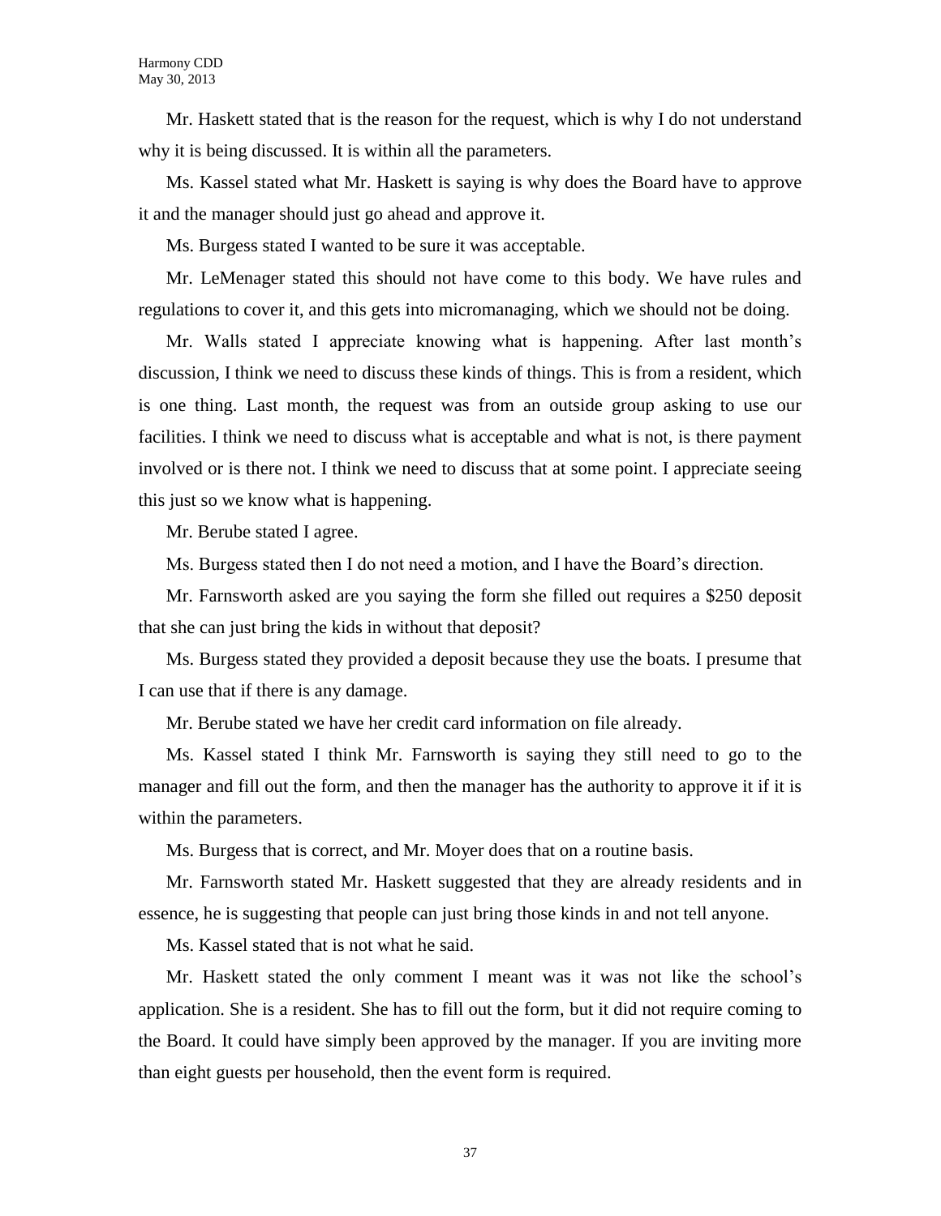Mr. Haskett stated that is the reason for the request, which is why I do not understand why it is being discussed. It is within all the parameters.

Ms. Kassel stated what Mr. Haskett is saying is why does the Board have to approve it and the manager should just go ahead and approve it.

Ms. Burgess stated I wanted to be sure it was acceptable.

Mr. LeMenager stated this should not have come to this body. We have rules and regulations to cover it, and this gets into micromanaging, which we should not be doing.

Mr. Walls stated I appreciate knowing what is happening. After last month's discussion, I think we need to discuss these kinds of things. This is from a resident, which is one thing. Last month, the request was from an outside group asking to use our facilities. I think we need to discuss what is acceptable and what is not, is there payment involved or is there not. I think we need to discuss that at some point. I appreciate seeing this just so we know what is happening.

Mr. Berube stated I agree.

Ms. Burgess stated then I do not need a motion, and I have the Board's direction.

Mr. Farnsworth asked are you saying the form she filled out requires a $250 deposit that she can just bring the kids in without that deposit?

Ms. Burgess stated they provided a deposit because they use the boats. I presume that I can use that if there is any damage.

Mr. Berube stated we have her credit card information on file already.

Ms. Kassel stated I think Mr. Farnsworth is saying they still need to go to the manager and fill out the form, and then the manager has the authority to approve it if it is within the parameters.

Ms. Burgess that is correct, and Mr. Moyer does that on a routine basis.

Mr. Farnsworth stated Mr. Haskett suggested that they are already residents and in essence, he is suggesting that people can just bring those kinds in and not tell anyone.

Ms. Kassel stated that is not what he said.

Mr. Haskett stated the only comment I meant was it was not like the school's application. She is a resident. She has to fill out the form, but it did not require coming to the Board. It could have simply been approved by the manager. If you are inviting more than eight guests per household, then the event form is required.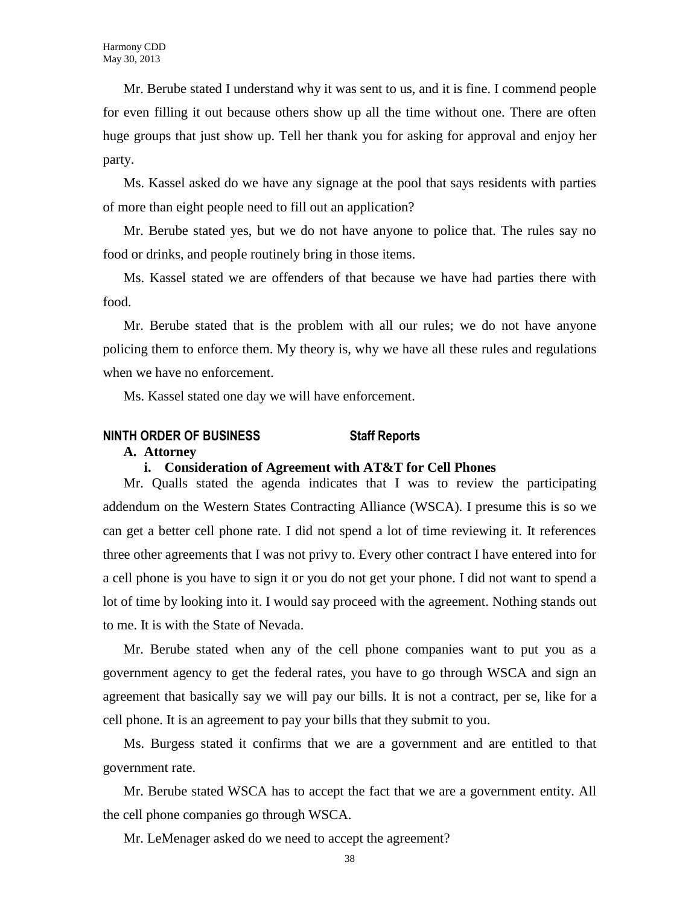Mr. Berube stated I understand why it was sent to us, and it is fine. I commend people for even filling it out because others show up all the time without one. There are often huge groups that just show up. Tell her thank you for asking for approval and enjoy her party.

Ms. Kassel asked do we have any signage at the pool that says residents with parties of more than eight people need to fill out an application?

Mr. Berube stated yes, but we do not have anyone to police that. The rules say no food or drinks, and people routinely bring in those items.

Ms. Kassel stated we are offenders of that because we have had parties there with food.

Mr. Berube stated that is the problem with all our rules; we do not have anyone policing them to enforce them. My theory is, why we have all these rules and regulations when we have no enforcement.

Ms. Kassel stated one day we will have enforcement.

## NINTH ORDER OF BUSINESS Staff Reports

**A. Attorney**

**i. Consideration of Agreement with AT&T for Cell Phones**

Mr. Qualls stated the agenda indicates that I was to review the participating addendum on the Western States Contracting Alliance (WSCA). I presume this is so we can get a better cell phone rate. I did not spend a lot of time reviewing it. It references three other agreements that I was not privy to. Every other contract I have entered into for a cell phone is you have to sign it or you do not get your phone. I did not want to spend a lot of time by looking into it. I would say proceed with the agreement. Nothing stands out to me. It is with the State of Nevada.

Mr. Berube stated when any of the cell phone companies want to put you as a government agency to get the federal rates, you have to go through WSCA and sign an agreement that basically say we will pay our bills. It is not a contract, per se, like for a cell phone. It is an agreement to pay your bills that they submit to you.

Ms. Burgess stated it confirms that we are a government and are entitled to that government rate.

Mr. Berube stated WSCA has to accept the fact that we are a government entity. All the cell phone companies go through WSCA.

Mr. LeMenager asked do we need to accept the agreement?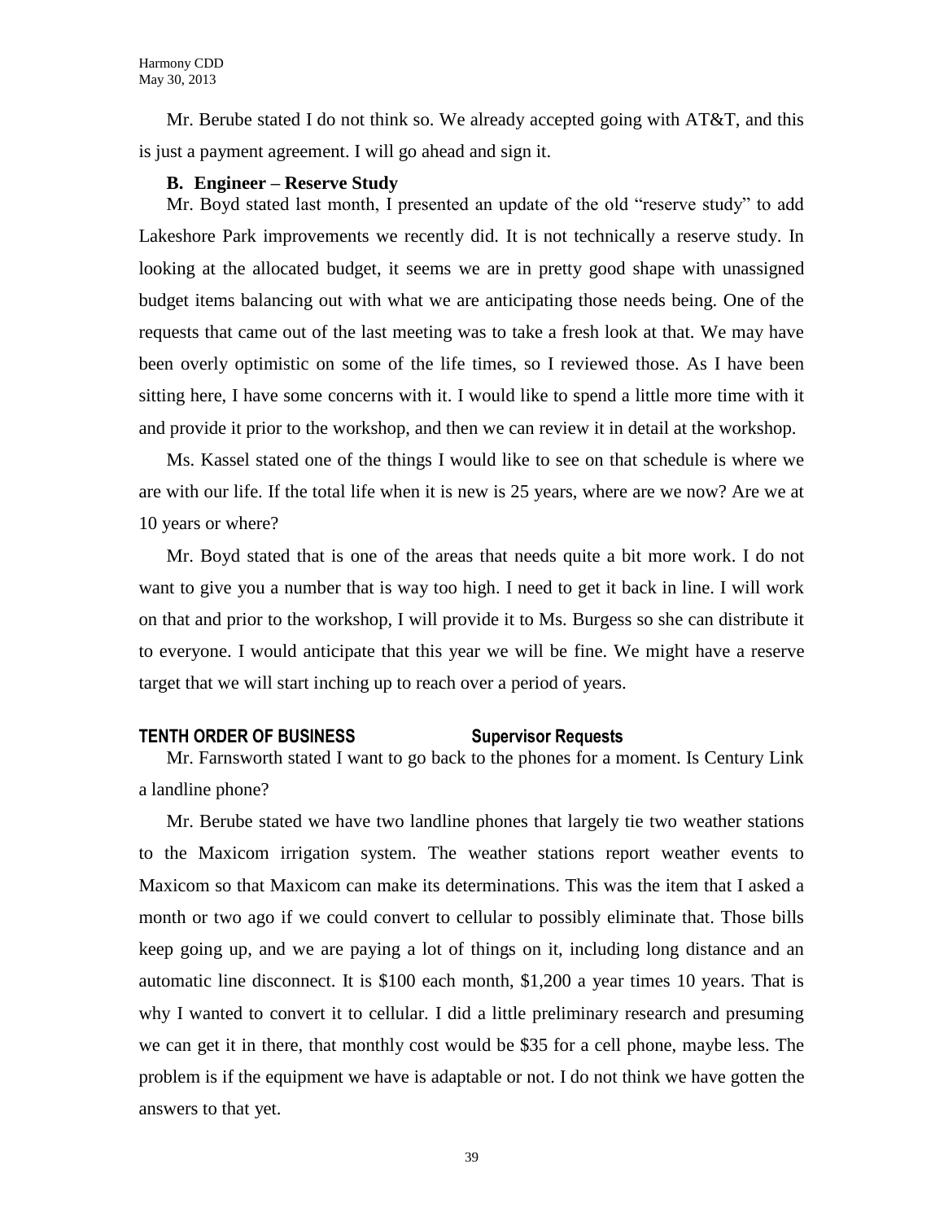Mr. Berube stated I do not think so. We already accepted going with AT&T, and this is just a payment agreement. I will go ahead and sign it.

**B. Engineer – Reserve Study**

Mr. Boyd stated last month, I presented an update of the old "reserve study" to add Lakeshore Park improvements we recently did. It is not technically a reserve study. In looking at the allocated budget, it seems we are in pretty good shape with unassigned budget items balancing out with what we are anticipating those needs being. One of the requests that came out of the last meeting was to take a fresh look at that. We may have been overly optimistic on some of the life times, so I reviewed those. As I have been sitting here, I have some concerns with it. I would like to spend a little more time with it and provide it prior to the workshop, and then we can review it in detail at the workshop.

Ms. Kassel stated one of the things I would like to see on that schedule is where we are with our life. If the total life when it is new is 25 years, where are we now? Are we at 10 years or where?

Mr. Boyd stated that is one of the areas that needs quite a bit more work. I do not want to give you a number that is way too high. I need to get it back in line. I will work on that and prior to the workshop, I will provide it to Ms. Burgess so she can distribute it to everyone. I would anticipate that this year we will be fine. We might have a reserve target that we will start inching up to reach over a period of years.

**TENTH ORDER OF BUSINESS Supervisor Requests**

Mr. Farnsworth stated I want to go back to the phones for a moment. Is Century Link a landline phone?

Mr. Berube stated we have two landline phones that largely tie two weather stations to the Maxicom irrigation system. The weather stations report weather events to Maxicom so that Maxicom can make its determinations. This was the item that I asked a month or two ago if we could convert to cellular to possibly eliminate that. Those bills keep going up, and we are paying a lot of things on it, including long distance and an automatic line disconnect. It is $100 each month, $1,200 a year times 10 years. That is why I wanted to convert it to cellular. I did a little preliminary research and presuming we can get it in there, that monthly cost would be $35 for a cell phone, maybe less. The problem is if the equipment we have is adaptable or not. I do not think we have gotten the answers to that yet.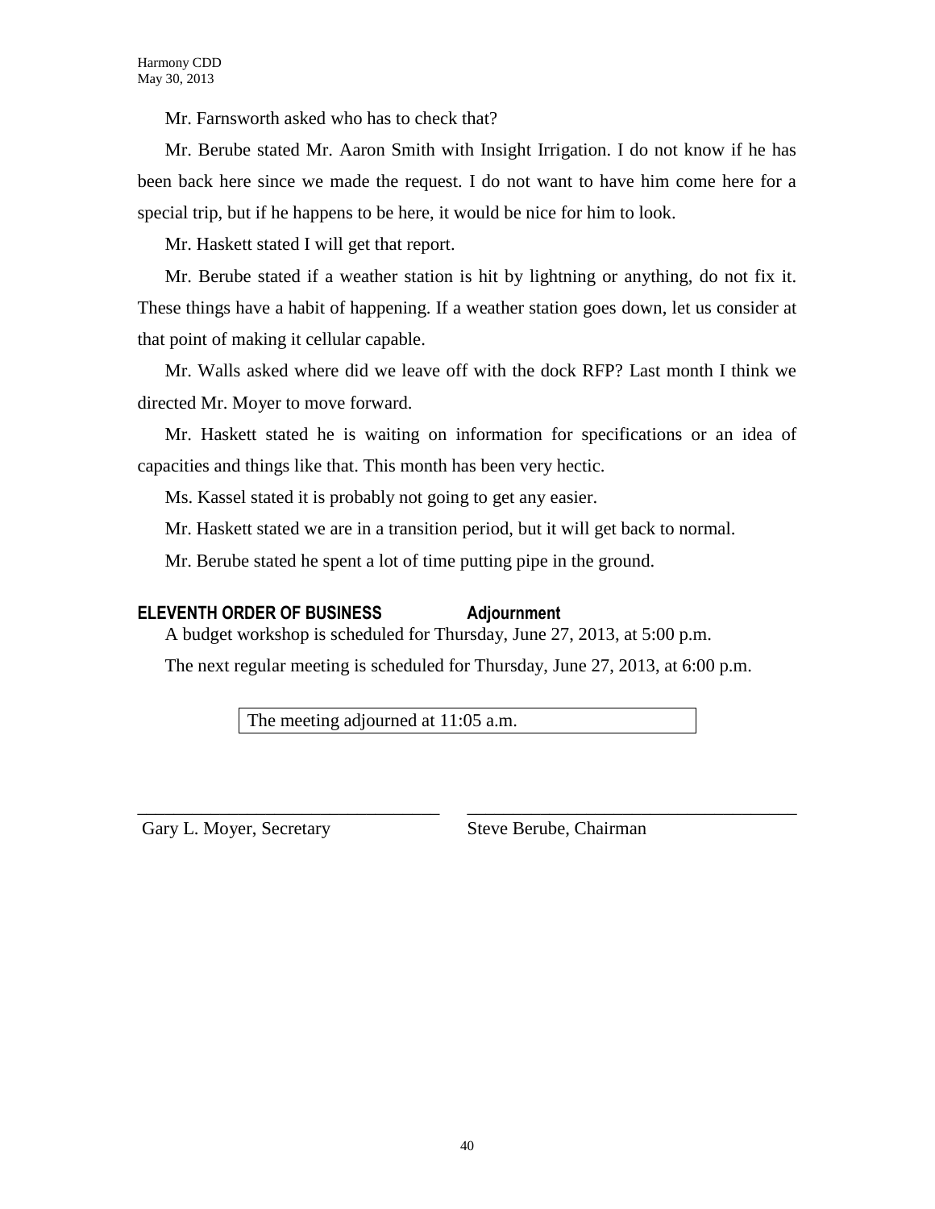Mr. Farnsworth asked who has to check that?

Mr. Berube stated Mr. Aaron Smith with Insight Irrigation. I do not know if he has been back here since we made the request. I do not want to have him come here for a special trip, but if he happens to be here, it would be nice for him to look.

Mr. Haskett stated I will get that report.

Mr. Berube stated if a weather station is hit by lightning or anything, do not fix it. These things have a habit of happening. If a weather station goes down, let us consider at that point of making it cellular capable.

Mr. Walls asked where did we leave off with the dock RFP? Last month I think we directed Mr. Moyer to move forward.

Mr. Haskett stated he is waiting on information for specifications or an idea of capacities and things like that. This month has been very hectic.

Ms. Kassel stated it is probably not going to get any easier.

Mr. Haskett stated we are in a transition period, but it will get back to normal.

Mr. Berube stated he spent a lot of time putting pipe in the ground.

## ELEVENTH ORDER OF BUSINESS Adjournment

A budget workshop is scheduled for Thursday, June 27, 2013, at 5:00 p.m.

The next regular meeting is scheduled for Thursday, June 27, 2013, at 6:00 p.m.

The meeting adjourned at 11:05 a.m.

\_\_\_\_\_\_\_\_\_\_\_\_\_\_\_\_\_\_\_\_\_\_\_\_\_\_\_\_\_\_\_\_ \_\_\_\_\_\_\_\_\_\_\_\_\_\_\_\_\_\_\_\_\_\_\_\_\_\_\_\_\_\_\_\_

Gary L. Moyer, Secretary Steve Berube, Chairman